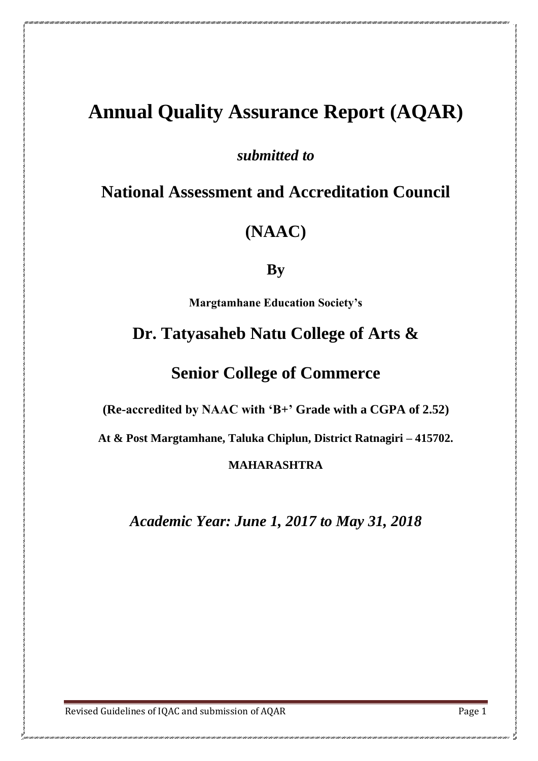# Annual Quality Assurance Report (AQAR)

***submitted to***

## National Assessment and Accreditation Council

## (NAAC)

**By**

**Margtamhane Education Society's**

## Dr. Tatyasaheb Natu College of Arts &

## Senior College of Commerce

**(Re-accredited by NAAC with 'B+' Grade with a CGPA of 2.52)**

**At & Post Margtamhane, Taluka Chiplun, District Ratnagiri – 415702.**

**MAHARASHTRA**

***Academic Year: June 1, 2017 to May 31, 2018***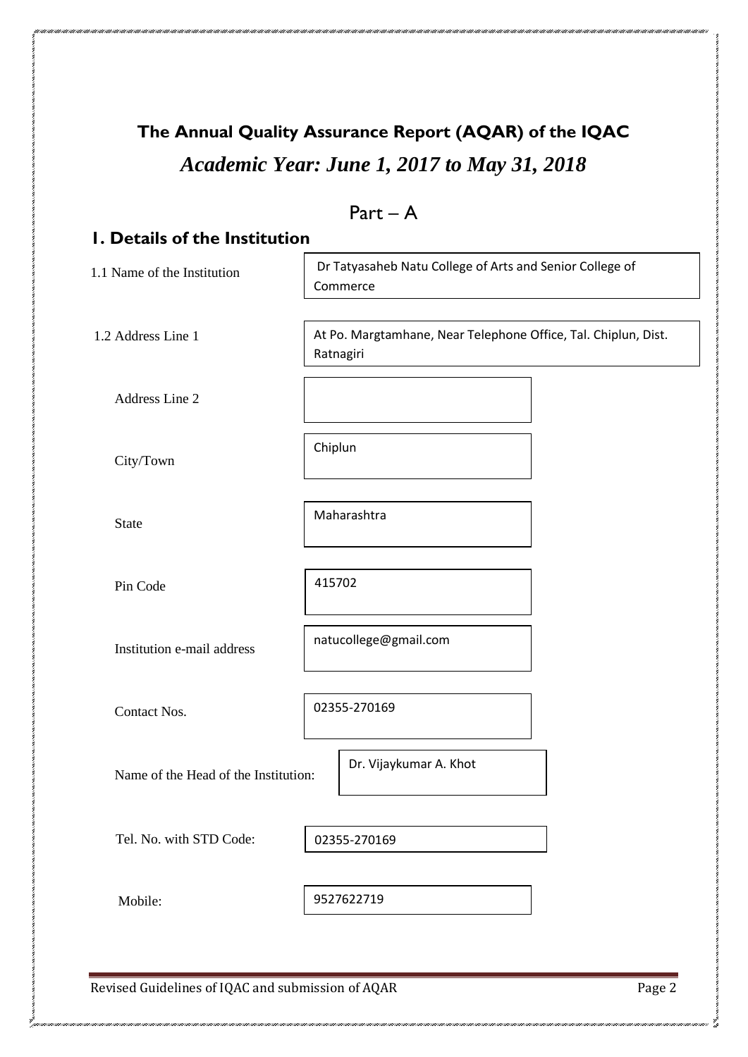# The Annual Quality Assurance Report (AQAR) of the IQAC

## *Academic Year: June 1, 2017 to May 31, 2018*

## Part – A

### 1. Details of the Institution

| | |
|---|---|
| 1.1 Name of the Institution | Dr Tatyasaheb Natu College of Arts and Senior College of Commerce |
| 1.2 Address Line 1 | At Po. Margtamhane, Near Telephone Office, Tal. Chiplun, Dist. Ratnagiri |
| Address Line 2 | |
| City/Town | Chiplun |
| State | Maharashtra |
| Pin Code | 415702 |
| Institution e-mail address | natucollege@gmail.com |
| Contact Nos. | 02355-270169 |
| Name of the Head of the Institution: | Dr. Vijaykumar A. Khot |
| Tel. No. with STD Code: | 02355-270169 |
| Mobile: | 9527622719 |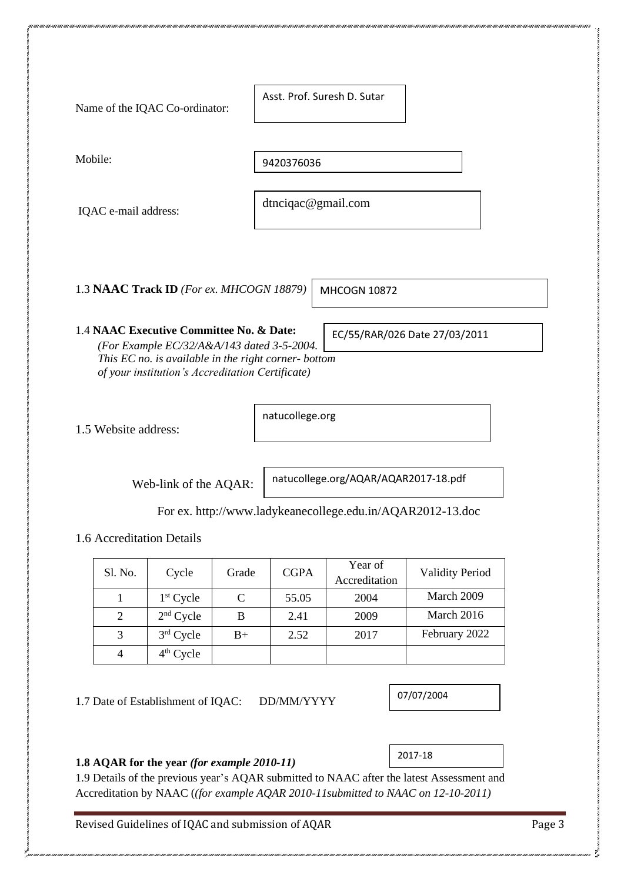Name of the IQAC Co-ordinator: Asst. Prof. Suresh D. Sutar

Mobile: 9420376036

IQAC e-mail address: dtnciqac@gmail.com

1.3 **NAAC Track ID** *(For ex. MHCOGN 18879)* MHCOGN 10872

1.4 **NAAC Executive Committee No. & Date:** EC/55/RAR/026 Date 27/03/2011
*(For Example EC/32/A&A/143 dated 3-5-2004. This EC no. is available in the right corner- bottom of your institution's Accreditation Certificate)*

1.5 Website address: natucollege.org

Web-link of the AQAR: natucollege.org/AQAR/AQAR2017-18.pdf

For ex. http://www.ladykeanecollege.edu.in/AQAR2012-13.doc

1.6 Accreditation Details

| Sl. No. | Cycle | Grade | CGPA | Year of Accreditation | Validity Period |
|---|---|---|---|---|---|
| 1 | 1st Cycle | C | 55.05 | 2004 | March 2009 |
| 2 | 2nd Cycle | B | 2.41 | 2009 | March 2016 |
| 3 | 3rd Cycle | B+ | 2.52 | 2017 | February 2022 |
| 4 | 4th Cycle | | | | |

1.7 Date of Establishment of IQAC: DD/MM/YYYY 07/07/2004

**1.8 AQAR for the year** ***(for example 2010-11)*** 2017-18

1.9 Details of the previous year's AQAR submitted to NAAC after the latest Assessment and Accreditation by NAAC (*(for example AQAR 2010-11submitted to NAAC on 12-10-2011)*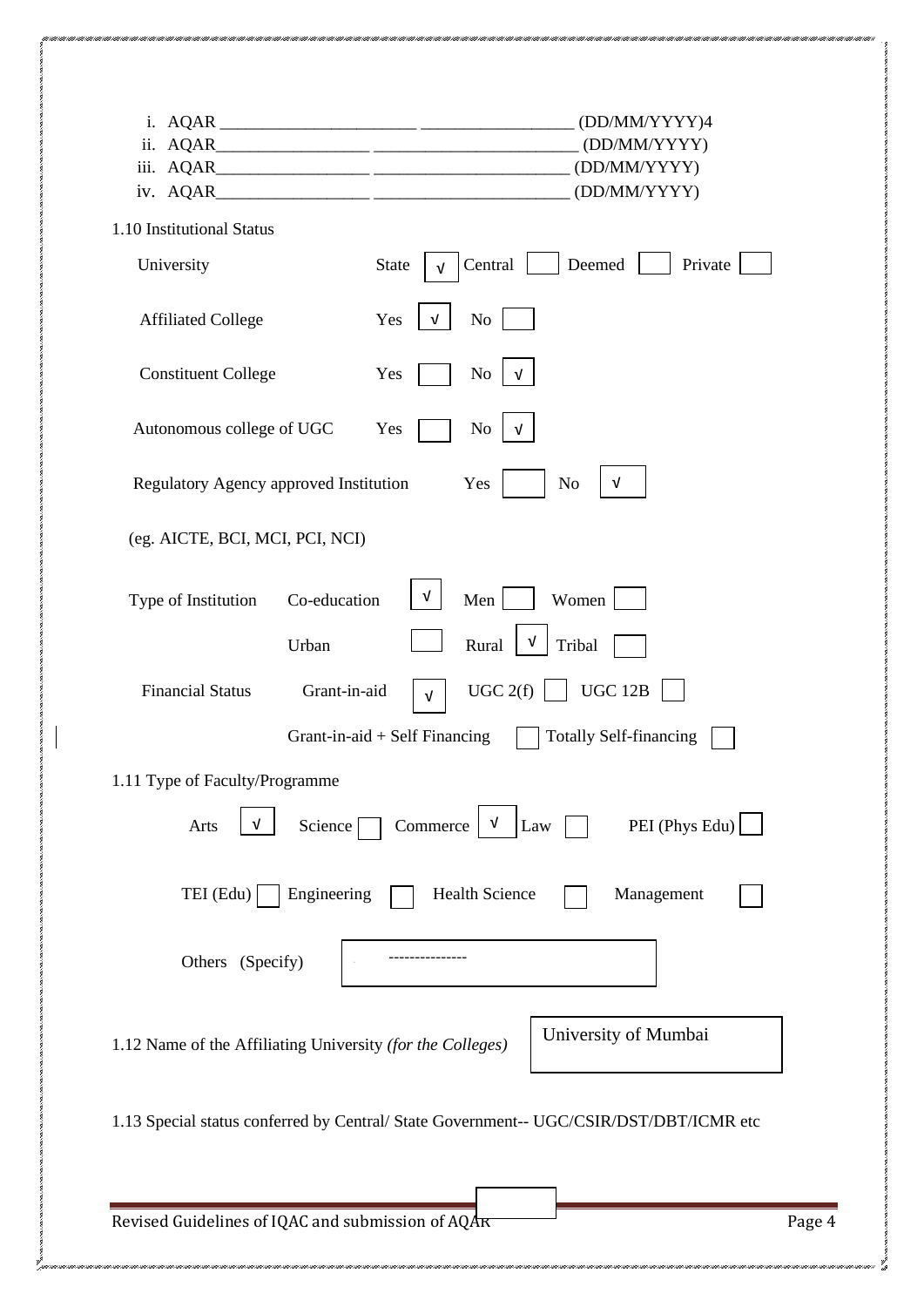i. AQAR ______________________ _________________ (DD/MM/YYYY)4
ii. AQAR__________________ _______________________ (DD/MM/YYYY)
iii. AQAR__________________ _______________________ (DD/MM/YYYY)
iv. AQAR__________________ _______________________ (DD/MM/YYYY)

1.10 Institutional Status

University — State [√] Central [ ] Deemed [ ] Private [ ]

Affiliated College — Yes [√] No [ ]

Constituent College — Yes [ ] No [√]

Autonomous college of UGC — Yes [ ] No [√]

Regulatory Agency approved Institution — Yes [ ] No [√]

(eg. AICTE, BCI, MCI, PCI, NCI)

Type of Institution — Co-education [√] Men [ ] Women [ ]

Urban [ ] Rural [√] Tribal [ ]

Financial Status — Grant-in-aid [√] UGC 2(f) [ ] UGC 12B [ ]

Grant-in-aid + Self Financing [ ] Totally Self-financing [ ]

1.11 Type of Faculty/Programme

Arts [√] Science [ ] Commerce [√] Law [ ] PEI (Phys Edu) [ ]

TEI (Edu) [ ] Engineering [ ] Health Science [ ] Management [ ]

Others (Specify) --------------

1.12 Name of the Affiliating University *(for the Colleges)* — University of Mumbai

1.13 Special status conferred by Central/ State Government-- UGC/CSIR/DST/DBT/ICMR etc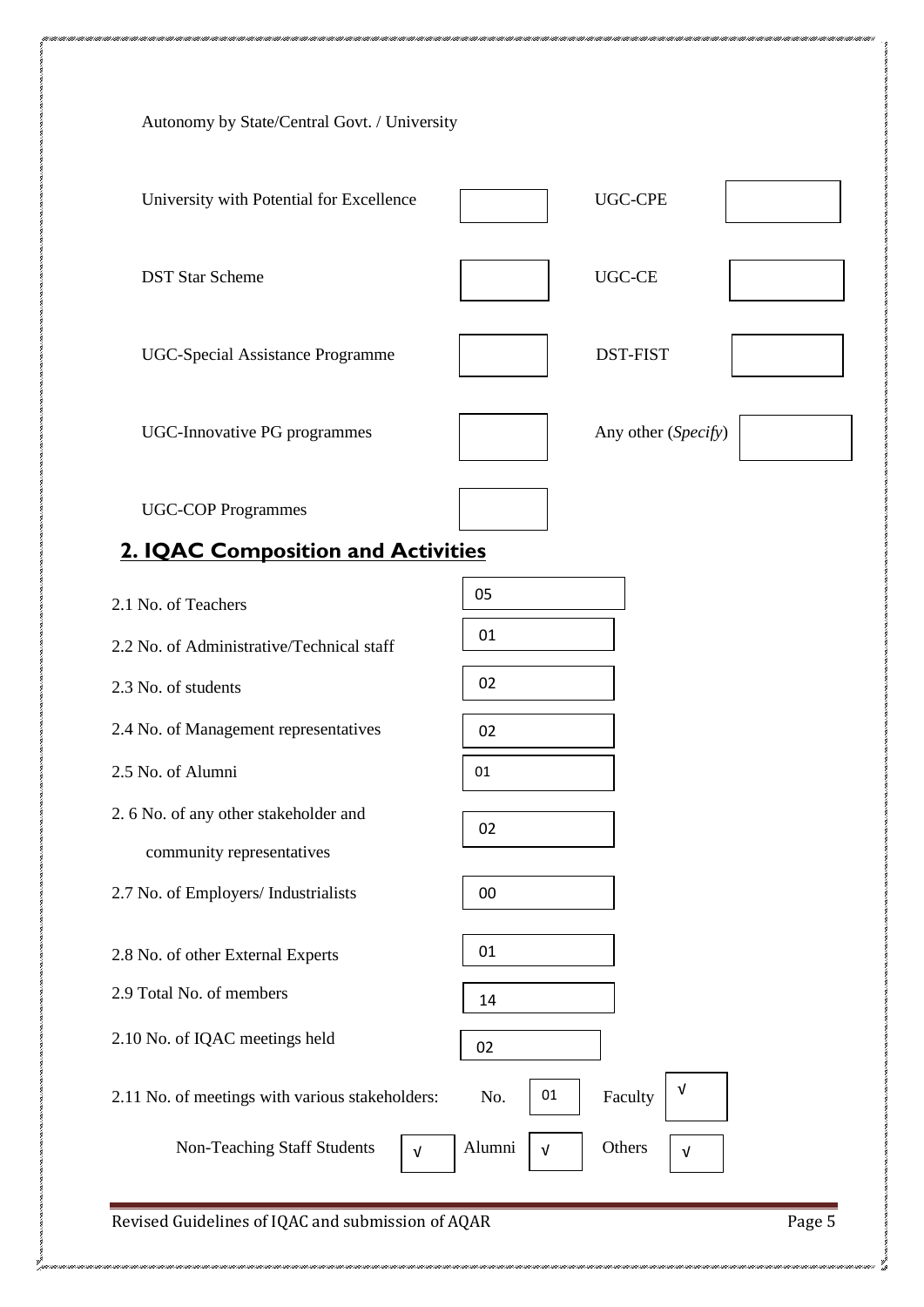Autonomy by State/Central Govt. / University

| | | | |
|---|---|---|---|
| University with Potential for Excellence | | UGC-CPE | |
| DST Star Scheme | | UGC-CE | |
| UGC-Special Assistance Programme | | DST-FIST | |
| UGC-Innovative PG programmes | | Any other (*Specify*) | |
| UGC-COP Programmes | | | |

## 2. IQAC Composition and Activities

| | |
|---|---|
| 2.1 No. of Teachers | 05 |
| 2.2 No. of Administrative/Technical staff | 01 |
| 2.3 No. of students | 02 |
| 2.4 No. of Management representatives | 02 |
| 2.5 No. of Alumni | 01 |
| 2.6 No. of any other stakeholder and community representatives | 02 |
| 2.7 No. of Employers/ Industrialists | 00 |
| 2.8 No. of other External Experts | 01 |
| 2.9 Total No. of members | 14 |
| 2.10 No. of IQAC meetings held | 02 |

2.11 No. of meetings with various stakeholders: No. 01 Faculty √

Non-Teaching Staff Students √ Alumni √ Others √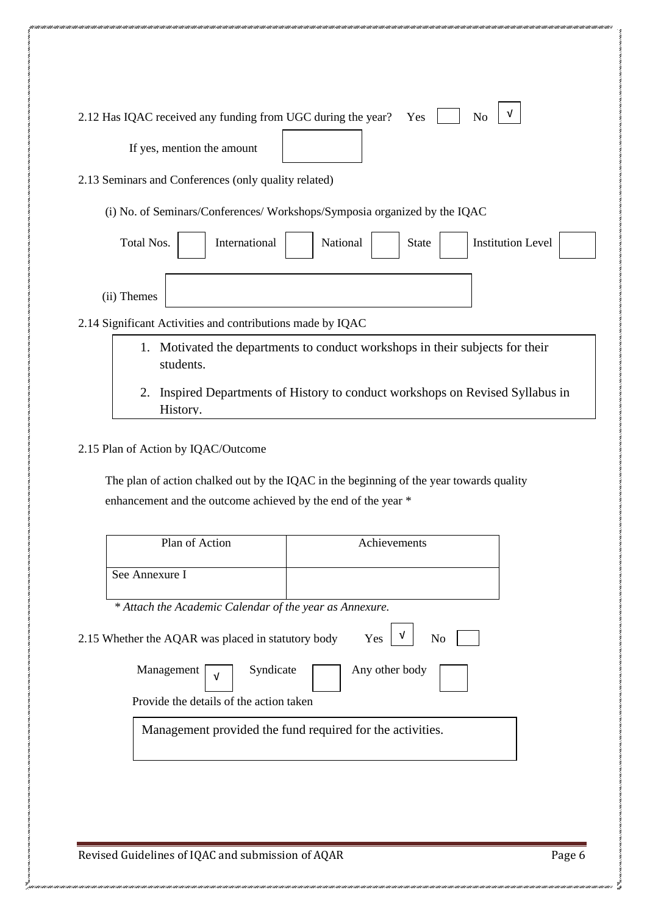2.12 Has IQAC received any funding from UGC during the year? Yes [ ] No [√]

If yes, mention the amount [ ]

2.13 Seminars and Conferences (only quality related)

(i) No. of Seminars/Conferences/ Workshops/Symposia organized by the IQAC

Total Nos. [ ] International [ ] National [ ] State [ ] Institution Level [ ]

(ii) Themes [ ]

2.14 Significant Activities and contributions made by IQAC

1. Motivated the departments to conduct workshops in their subjects for their students.
2. Inspired Departments of History to conduct workshops on Revised Syllabus in History.

2.15 Plan of Action by IQAC/Outcome

The plan of action chalked out by the IQAC in the beginning of the year towards quality enhancement and the outcome achieved by the end of the year *

| Plan of Action | Achievements |
|---|---|
| See Annexure I | |

*\* Attach the Academic Calendar of the year as Annexure.*

2.15 Whether the AQAR was placed in statutory body Yes [√] No [ ]

Management [√] Syndicate [ ] Any other body [ ]

Provide the details of the action taken

Management provided the fund required for the activities.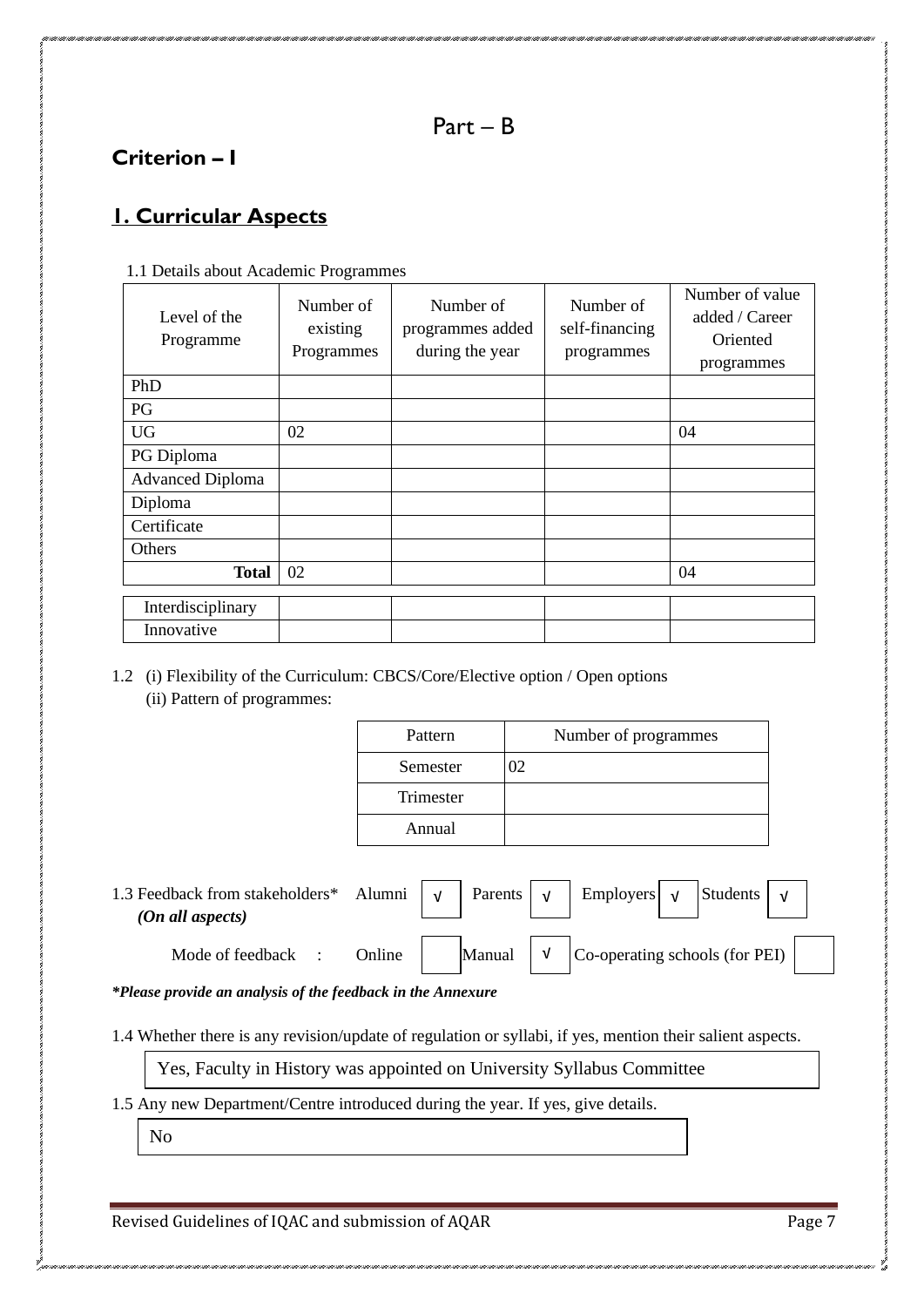# Part – B

## Criterion – I

## 1. Curricular Aspects

1.1 Details about Academic Programmes

| Level of the Programme | Number of existing Programmes | Number of programmes added during the year | Number of self-financing programmes | Number of value added / Career Oriented programmes |
|---|---|---|---|---|
| PhD | | | | |
| PG | | | | |
| UG | 02 | | | 04 |
| PG Diploma | | | | |
| Advanced Diploma | | | | |
| Diploma | | | | |
| Certificate | | | | |
| Others | | | | |
| **Total** | 02 | | | 04 |
| Interdisciplinary | | | | |
| Innovative | | | | |

1.2 (i) Flexibility of the Curriculum: CBCS/Core/Elective option / Open options

(ii) Pattern of programmes:

| Pattern | Number of programmes |
|---|---|
| Semester | 02 |
| Trimester | |
| Annual | |

1.3 Feedback from stakeholders* Alumni √ Parents √ Employers √ Students √

*(On all aspects)*

Mode of feedback : Online [ ] Manual √ Co-operating schools (for PEI) [ ]

***Please provide an analysis of the feedback in the Annexure***

1.4 Whether there is any revision/update of regulation or syllabi, if yes, mention their salient aspects.

Yes, Faculty in History was appointed on University Syllabus Committee

1.5 Any new Department/Centre introduced during the year. If yes, give details.

No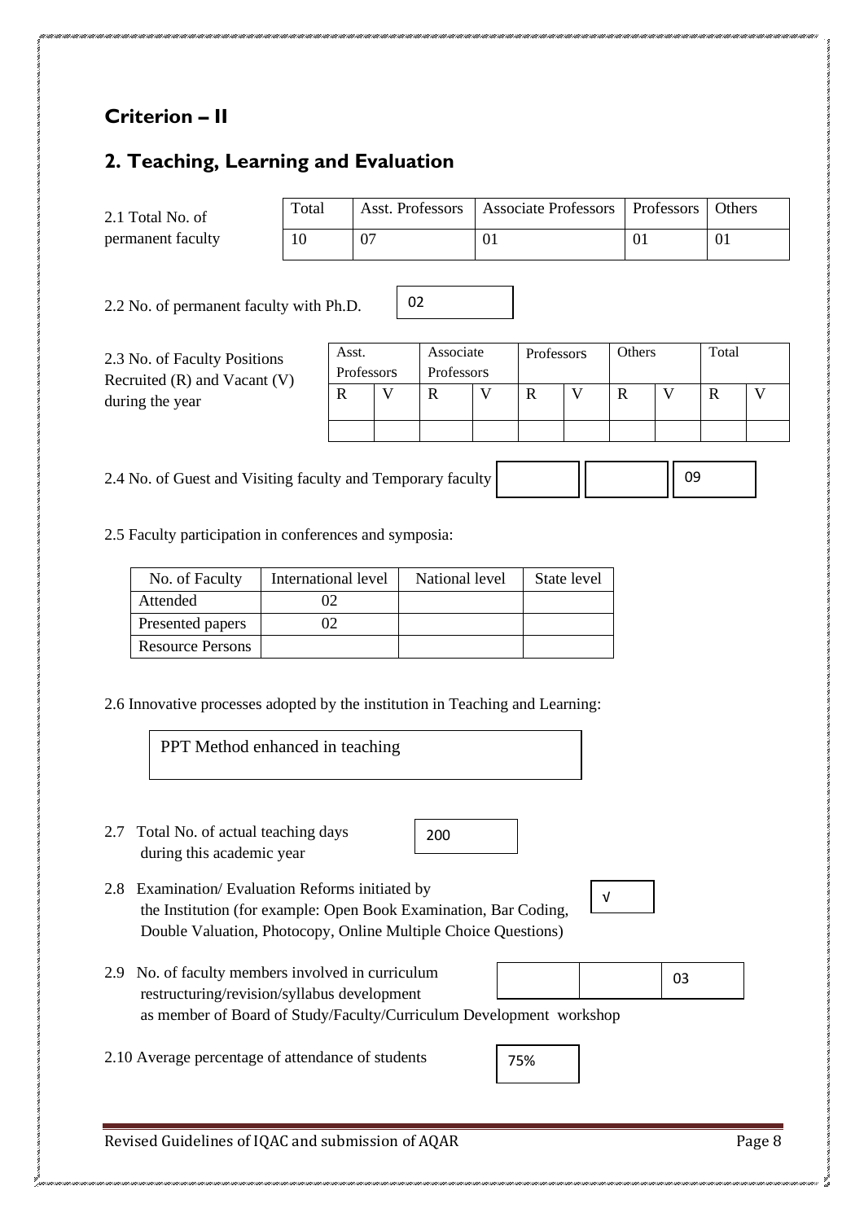## Criterion – II

## 2. Teaching, Learning and Evaluation

2.1 Total No. of permanent faculty

| Total | Asst. Professors | Associate Professors | Professors | Others |
|---|---|---|---|---|
| 10 | 07 | 01 | 01 | 01 |

2.2 No. of permanent faculty with Ph.D. 02

2.3 No. of Faculty Positions Recruited (R) and Vacant (V) during the year

| Asst. Professors | | Associate Professors | | Professors | | Others | | Total | |
|---|---|---|---|---|---|---|---|---|---|
| R | V | R | V | R | V | R | V | R | V |
| | | | | | | | | | |

2.4 No. of Guest and Visiting faculty and Temporary faculty

| | | |
|---|---|---|
| | | 09 |

2.5 Faculty participation in conferences and symposia:

| No. of Faculty | International level | National level | State level |
|---|---|---|---|
| Attended | 02 | | |
| Presented papers | 02 | | |
| Resource Persons | | | |

2.6 Innovative processes adopted by the institution in Teaching and Learning:

PPT Method enhanced in teaching

2.7 Total No. of actual teaching days during this academic year 200

2.8 Examination/ Evaluation Reforms initiated by the Institution (for example: Open Book Examination, Bar Coding, Double Valuation, Photocopy, Online Multiple Choice Questions) √

2.9 No. of faculty members involved in curriculum restructuring/revision/syllabus development as member of Board of Study/Faculty/Curriculum Development workshop

| | | |
|---|---|---|
| | | 03 |

2.10 Average percentage of attendance of students 75%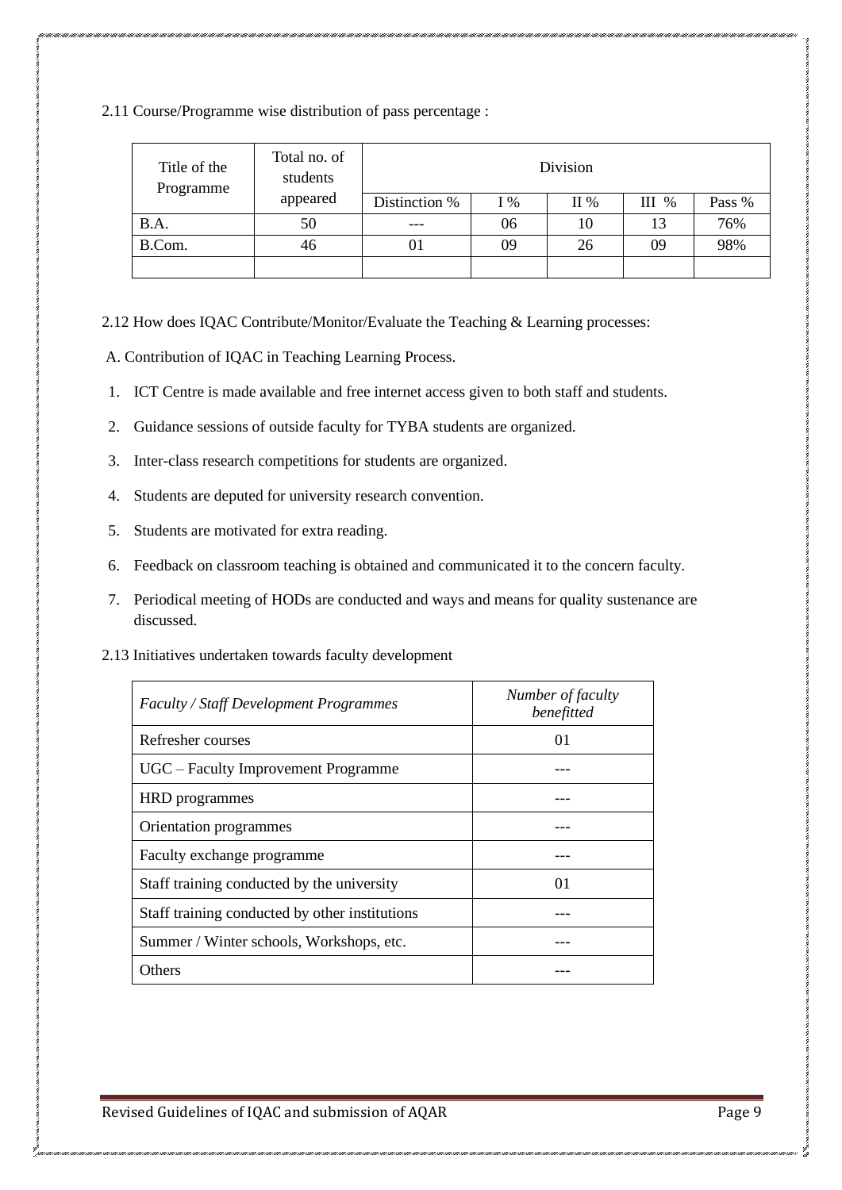2.11 Course/Programme wise distribution of pass percentage :

| Title of the Programme | Total no. of students appeared | Division | | | | |
|---|---|---|---|---|---|---|
| | | Distinction % | I % | II % | III % | Pass % |
| B.A. | 50 | --- | 06 | 10 | 13 | 76% |
| B.Com. | 46 | 01 | 09 | 26 | 09 | 98% |
| | | | | | | |

2.12 How does IQAC Contribute/Monitor/Evaluate the Teaching & Learning processes:

A. Contribution of IQAC in Teaching Learning Process.

1. ICT Centre is made available and free internet access given to both staff and students.
2. Guidance sessions of outside faculty for TYBA students are organized.
3. Inter-class research competitions for students are organized.
4. Students are deputed for university research convention.
5. Students are motivated for extra reading.
6. Feedback on classroom teaching is obtained and communicated it to the concern faculty.
7. Periodical meeting of HODs are conducted and ways and means for quality sustenance are discussed.

2.13 Initiatives undertaken towards faculty development

| *Faculty / Staff Development Programmes* | *Number of faculty benefitted* |
|---|---|
| Refresher courses | 01 |
| UGC – Faculty Improvement Programme | --- |
| HRD programmes | --- |
| Orientation programmes | --- |
| Faculty exchange programme | --- |
| Staff training conducted by the university | 01 |
| Staff training conducted by other institutions | --- |
| Summer / Winter schools, Workshops, etc. | --- |
| Others | --- |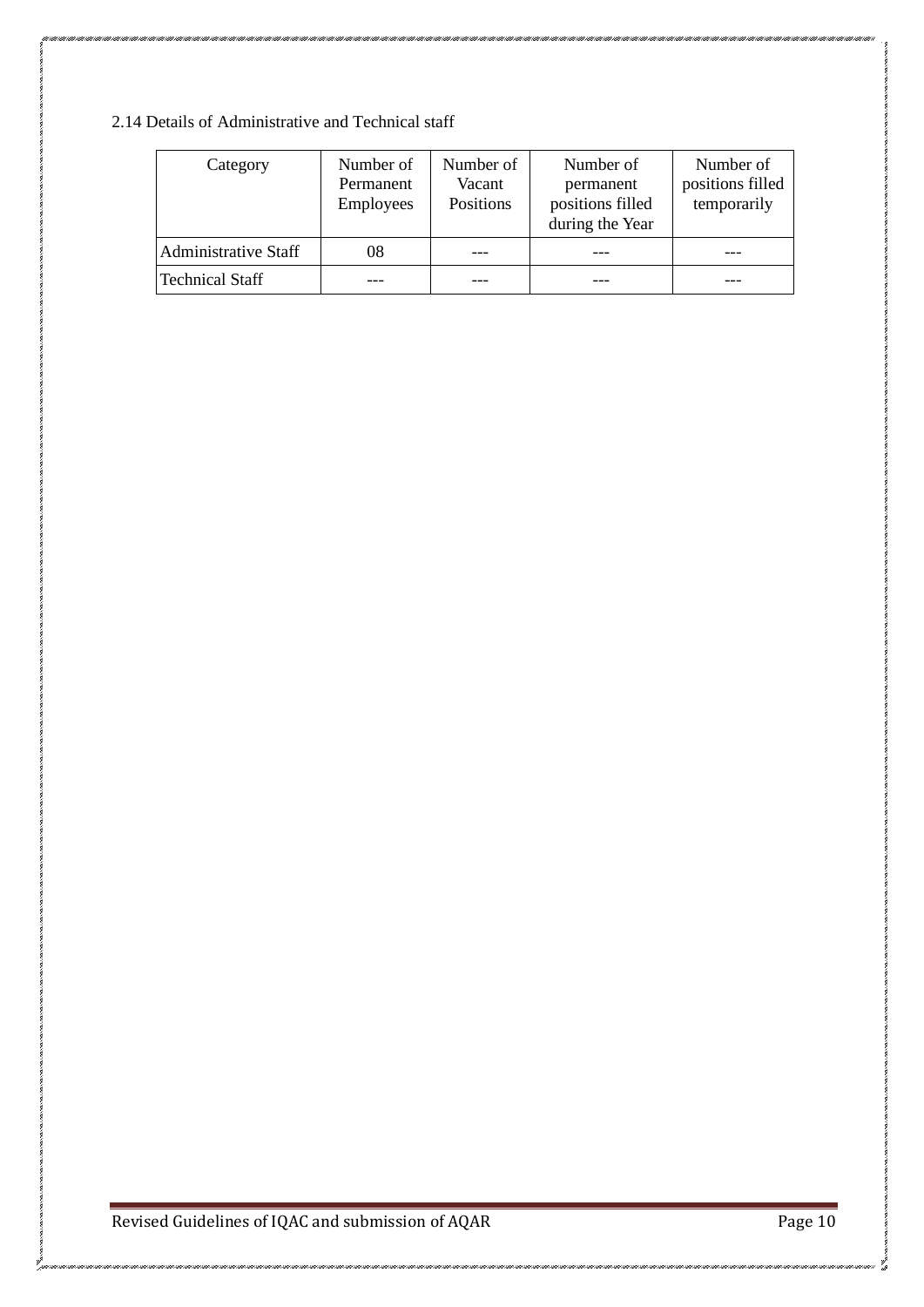2.14 Details of Administrative and Technical staff

| Category | Number of Permanent Employees | Number of Vacant Positions | Number of permanent positions filled during the Year | Number of positions filled temporarily |
|---|---|---|---|---|
| Administrative Staff | 08 | --- | --- | --- |
| Technical Staff | --- | --- | --- | --- |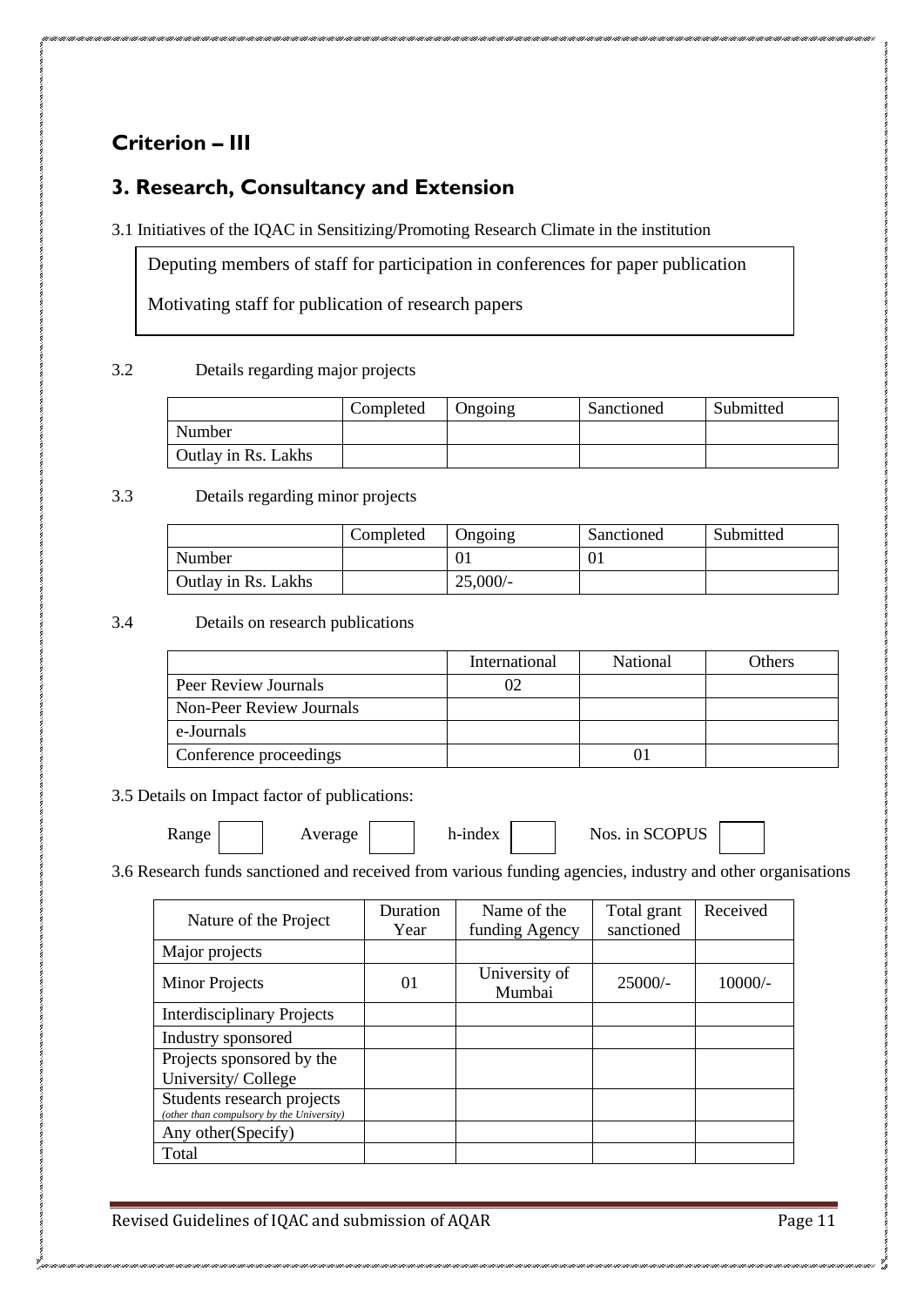# Criterion – III

## 3. Research, Consultancy and Extension

3.1 Initiatives of the IQAC in Sensitizing/Promoting Research Climate in the institution

Deputing members of staff for participation in conferences for paper publication

Motivating staff for publication of research papers

3.2 Details regarding major projects

| | Completed | Ongoing | Sanctioned | Submitted |
|---|---|---|---|---|
| Number | | | | |
| Outlay in Rs. Lakhs | | | | |

3.3 Details regarding minor projects

| | Completed | Ongoing | Sanctioned | Submitted |
|---|---|---|---|---|
| Number | | 01 | 01 | |
| Outlay in Rs. Lakhs | | 25,000/- | | |

3.4 Details on research publications

| | International | National | Others |
|---|---|---|---|
| Peer Review Journals | 02 | | |
| Non-Peer Review Journals | | | |
| e-Journals | | | |
| Conference proceedings | | 01 | |

3.5 Details on Impact factor of publications:

Range [ ] Average [ ] h-index [ ] Nos. in SCOPUS [ ]

3.6 Research funds sanctioned and received from various funding agencies, industry and other organisations

| Nature of the Project | Duration Year | Name of the funding Agency | Total grant sanctioned | Received |
|---|---|---|---|---|
| Major projects | | | | |
| Minor Projects | 01 | University of Mumbai | 25000/- | 10000/- |
| Interdisciplinary Projects | | | | |
| Industry sponsored | | | | |
| Projects sponsored by the University/ College | | | | |
| Students research projects *(other than compulsory by the University)* | | | | |
| Any other(Specify) | | | | |
| Total | | | | |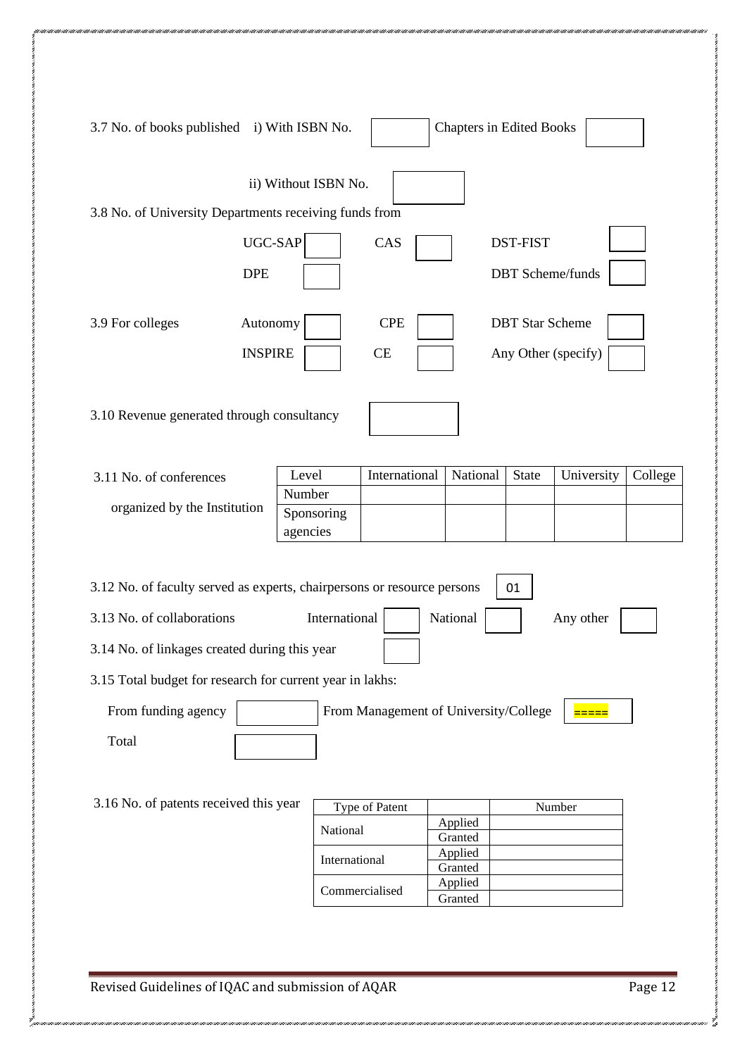3.7 No. of books published i) With ISBN No. [ ] Chapters in Edited Books [ ]

ii) Without ISBN No. [ ]

3.8 No. of University Departments receiving funds from

UGC-SAP [ ] CAS [ ] DST-FIST [ ]

DPE [ ] DBT Scheme/funds [ ]

3.9 For colleges Autonomy [ ] CPE [ ] DBT Star Scheme [ ]

INSPIRE [ ] CE [ ] Any Other (specify) [ ]

3.10 Revenue generated through consultancy [ ]

3.11 No. of conferences organized by the Institution

| Level | International | National | State | University | College |
|---|---|---|---|---|---|
| Number | | | | | |
| Sponsoring agencies | | | | | |

3.12 No. of faculty served as experts, chairpersons or resource persons [ 01 ]

3.13 No. of collaborations International [ ] National [ ] Any other [ ]

3.14 No. of linkages created during this year [ ]

3.15 Total budget for research for current year in lakhs:

From funding agency [ ] From Management of University/College [ ===== ]

Total [ ]

3.16 No. of patents received this year

| Type of Patent | | Number |
|---|---|---|
| National | Applied | |
| | Granted | |
| International | Applied | |
| | Granted | |
| Commercialised | Applied | |
| | Granted | |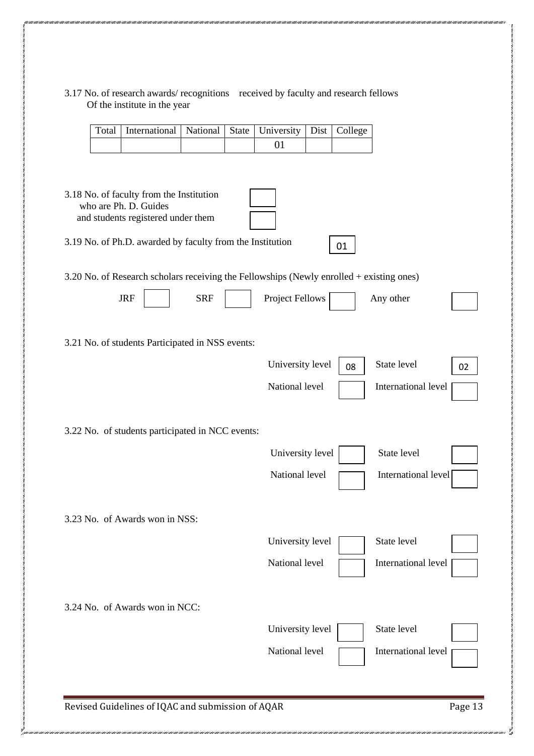3.17 No. of research awards/ recognitions received by faculty and research fellows Of the institute in the year

| Total | International | National | State | University | Dist | College |
|---|---|---|---|---|---|---|
| | | | | 01 | | |

3.18 No. of faculty from the Institution who are Ph. D. Guides

and students registered under them

3.19 No. of Ph.D. awarded by faculty from the Institution 01

3.20 No. of Research scholars receiving the Fellowships (Newly enrolled + existing ones)

JRF | SRF | Project Fellows | Any other

3.21 No. of students Participated in NSS events:

| University level | 08 | State level | 02 |
|---|---|---|---|
| National level | | International level | |

3.22 No. of students participated in NCC events:

| University level | | State level | |
|---|---|---|---|
| National level | | International level | |

3.23 No. of Awards won in NSS:

| University level | | State level | |
|---|---|---|---|
| National level | | International level | |

3.24 No. of Awards won in NCC:

| University level | | State level | |
|---|---|---|---|
| National level | | International level | |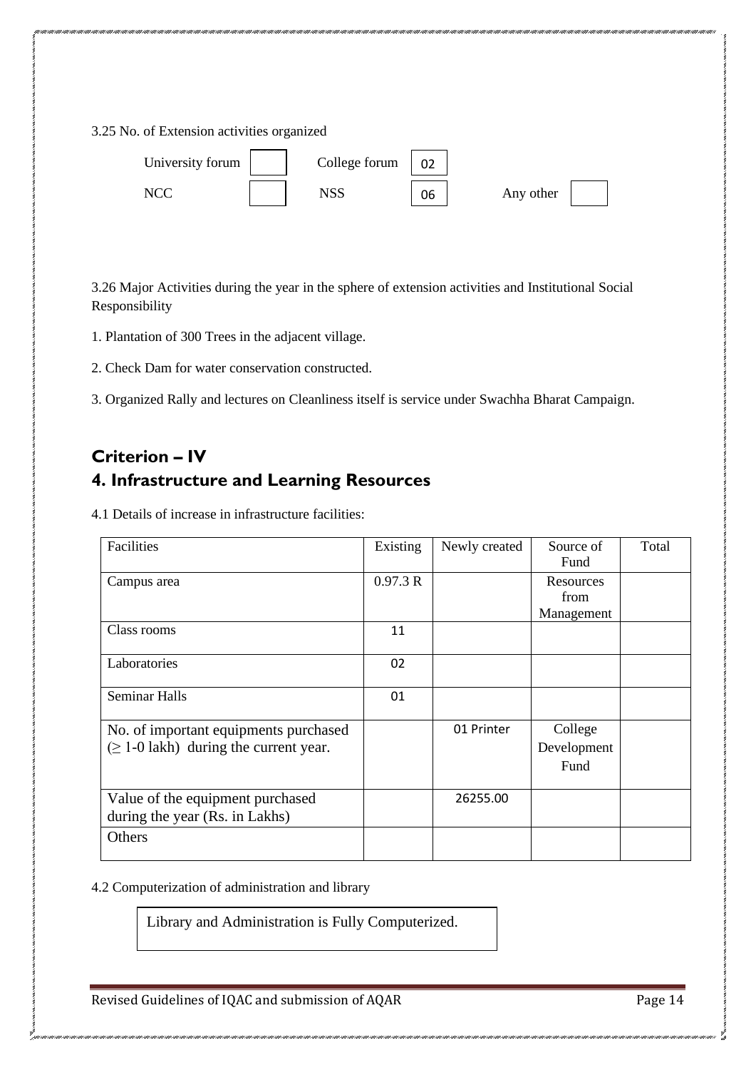3.25 No. of Extension activities organized

| | | | | | |
|---|---|---|---|---|---|
| University forum | | College forum | 02 | | |
| NCC | | NSS | 06 | Any other | |

3.26 Major Activities during the year in the sphere of extension activities and Institutional Social Responsibility

1. Plantation of 300 Trees in the adjacent village.

2. Check Dam for water conservation constructed.

3. Organized Rally and lectures on Cleanliness itself is service under Swachha Bharat Campaign.

## Criterion – IV

## 4. Infrastructure and Learning Resources

4.1 Details of increase in infrastructure facilities:

| Facilities | Existing | Newly created | Source of Fund | Total |
|---|---|---|---|---|
| Campus area | 0.97.3 R | | Resources from Management | |
| Class rooms | 11 | | | |
| Laboratories | 02 | | | |
| Seminar Halls | 01 | | | |
| No. of important equipments purchased (≥ 1-0 lakh) during the current year. | | 01 Printer | College Development Fund | |
| Value of the equipment purchased during the year (Rs. in Lakhs) | | 26255.00 | | |
| Others | | | | |

4.2 Computerization of administration and library

Library and Administration is Fully Computerized.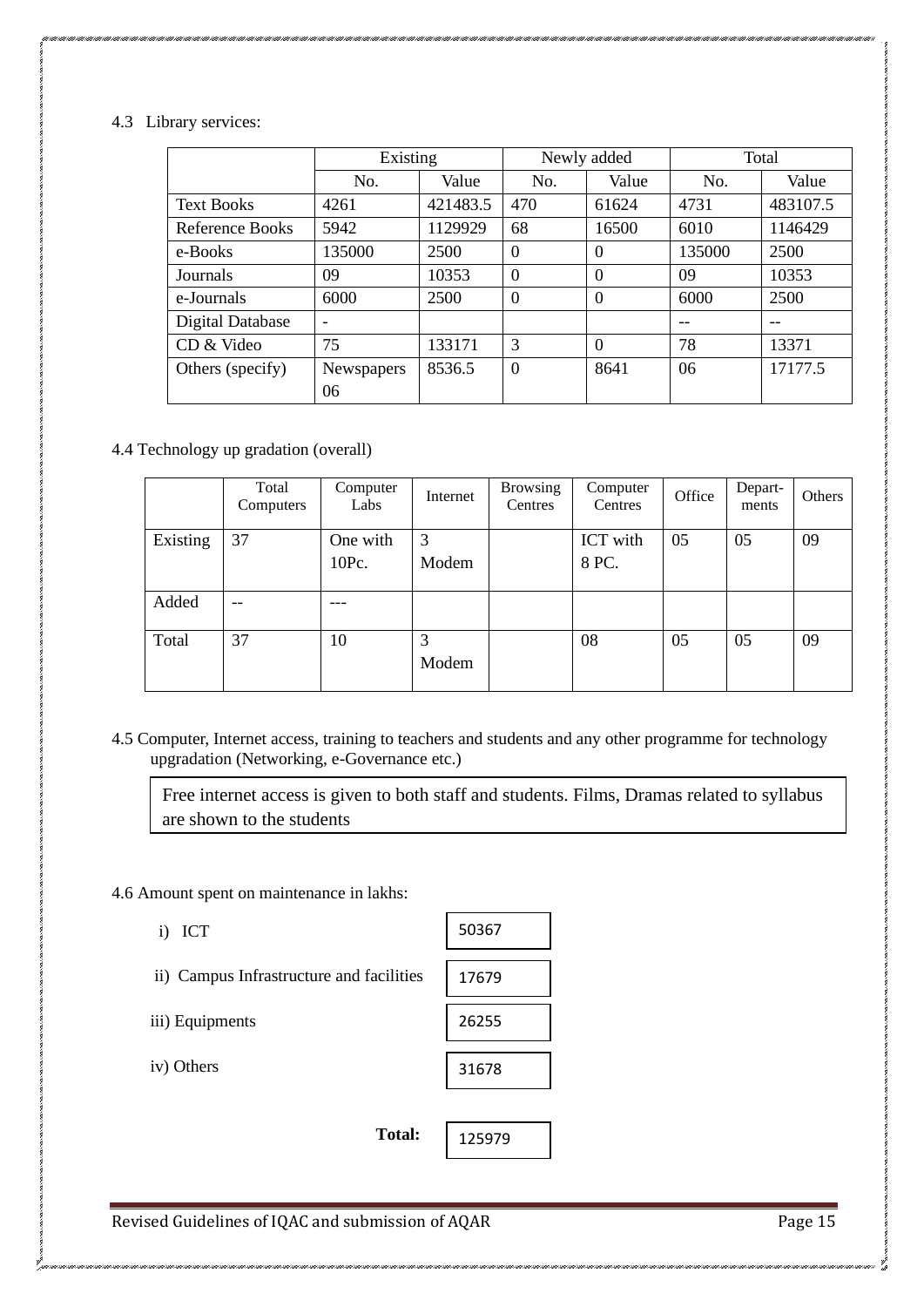4.3 Library services:

| | Existing | | Newly added | | Total | |
|---|---|---|---|---|---|---|
| | No. | Value | No. | Value | No. | Value |
| Text Books | 4261 | 421483.5 | 470 | 61624 | 4731 | 483107.5 |
| Reference Books | 5942 | 1129929 | 68 | 16500 | 6010 | 1146429 |
| e-Books | 135000 | 2500 | 0 | 0 | 135000 | 2500 |
| Journals | 09 | 10353 | 0 | 0 | 09 | 10353 |
| e-Journals | 6000 | 2500 | 0 | 0 | 6000 | 2500 |
| Digital Database | - | | | | -- | -- |
| CD & Video | 75 | 133171 | 3 | 0 | 78 | 13371 |
| Others (specify) | Newspapers 06 | 8536.5 | 0 | 8641 | 06 | 17177.5 |

4.4 Technology up gradation (overall)

| | Total Computers | Computer Labs | Internet | Browsing Centres | Computer Centres | Office | Depart-ments | Others |
|---|---|---|---|---|---|---|---|---|
| Existing | 37 | One with 10Pc. | 3 Modem | | ICT with 8 PC. | 05 | 05 | 09 |
| Added | -- | --- | | | | | | |
| Total | 37 | 10 | 3 Modem | | 08 | 05 | 05 | 09 |

4.5 Computer, Internet access, training to teachers and students and any other programme for technology upgradation (Networking, e-Governance etc.)

Free internet access is given to both staff and students. Films, Dramas related to syllabus are shown to the students

4.6 Amount spent on maintenance in lakhs:

i) ICT: 50367

ii) Campus Infrastructure and facilities: 17679

iii) Equipments: 26255

iv) Others: 31678

**Total:** 125979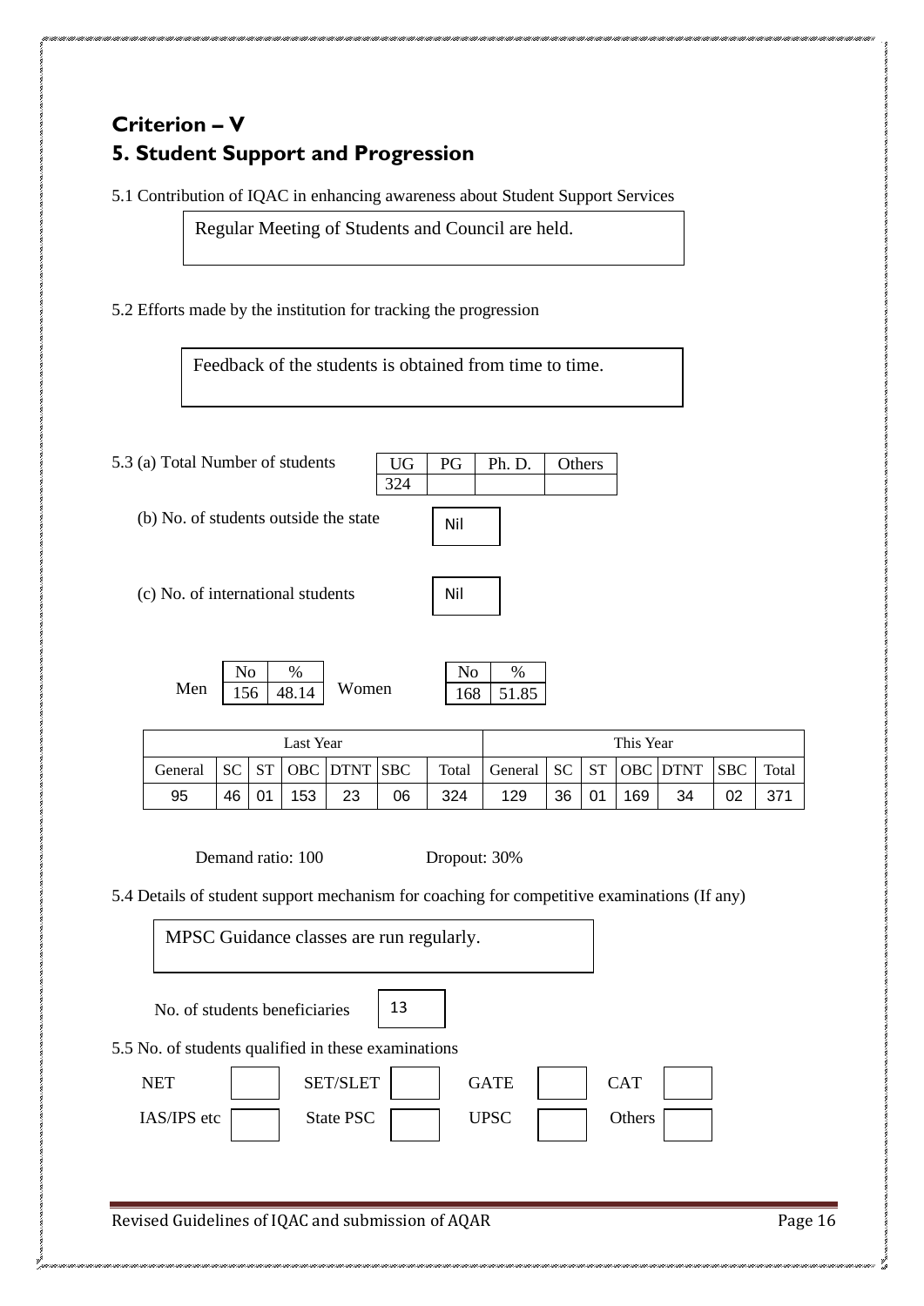## Criterion – V

## 5. Student Support and Progression

5.1 Contribution of IQAC in enhancing awareness about Student Support Services

Regular Meeting of Students and Council are held.

5.2 Efforts made by the institution for tracking the progression

Feedback of the students is obtained from time to time.

5.3 (a) Total Number of students

| UG | PG | Ph. D. | Others |
|---|---|---|---|
| 324 | | | |

(b) No. of students outside the state: Nil

(c) No. of international students: Nil

| | No | % |
|---|---|---|
| Men | 156 | 48.14 |
| Women | 168 | 51.85 |

| Last Year | | | | | | | This Year | | | | | | |
|---|---|---|---|---|---|---|---|---|---|---|---|---|---|
| General | SC | ST | OBC | DTNT | SBC | Total | General | SC | ST | OBC | DTNT | SBC | Total |
| 95 | 46 | 01 | 153 | 23 | 06 | 324 | 129 | 36 | 01 | 169 | 34 | 02 | 371 |

Demand ratio: 100 Dropout: 30%

5.4 Details of student support mechanism for coaching for competitive examinations (If any)

MPSC Guidance classes are run regularly.

No. of students beneficiaries: 13

5.5 No. of students qualified in these examinations

| NET | | SET/SLET | | GATE | | CAT | |
|---|---|---|---|---|---|---|---|
| IAS/IPS etc | | State PSC | | UPSC | | Others | |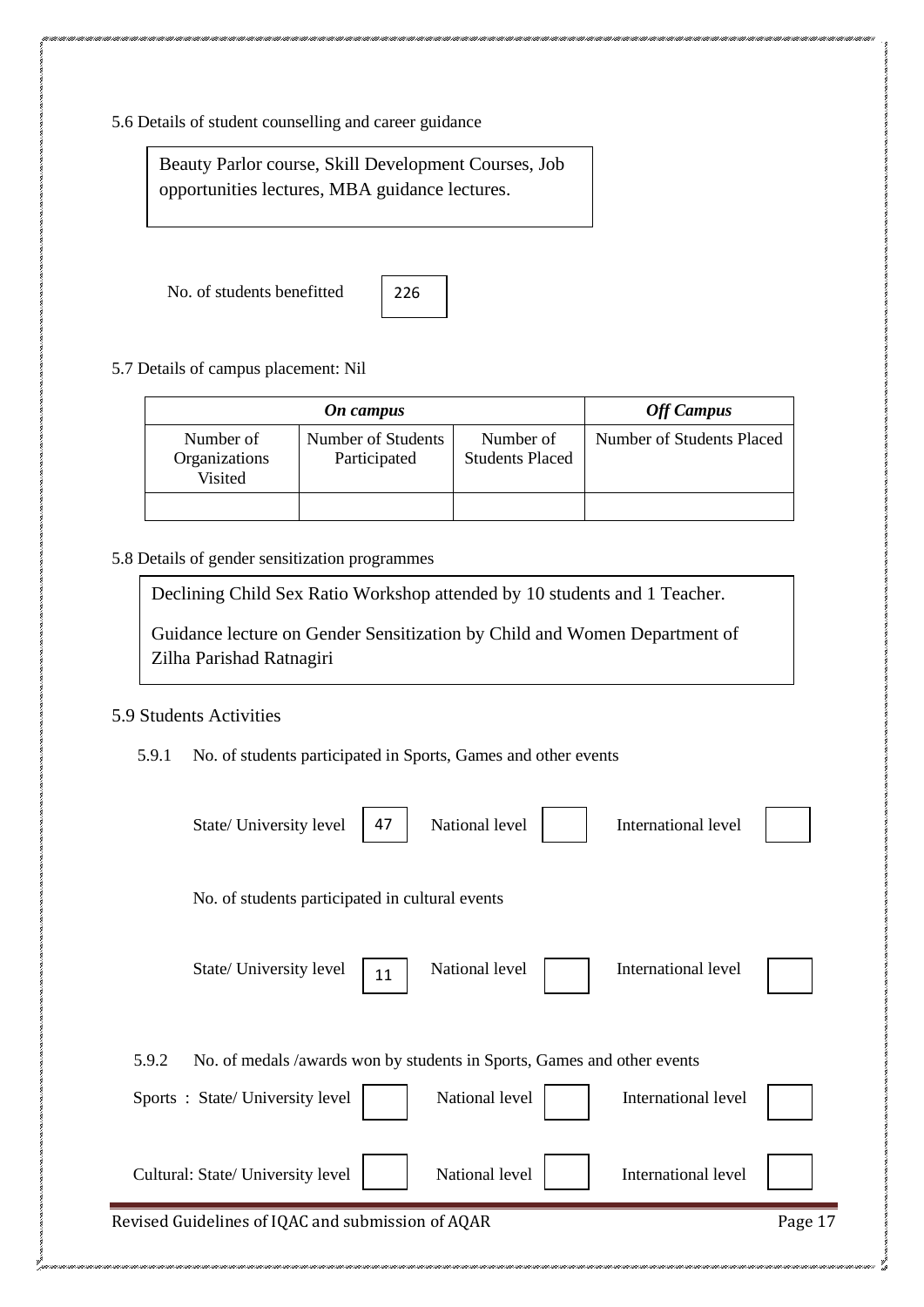5.6 Details of student counselling and career guidance

Beauty Parlor course, Skill Development Courses, Job opportunities lectures, MBA guidance lectures.

No. of students benefitted: 226

5.7 Details of campus placement: Nil

| ***On campus*** | | | ***Off Campus*** |
|---|---|---|---|
| Number of Organizations Visited | Number of Students Participated | Number of Students Placed | Number of Students Placed |
| | | | |

5.8 Details of gender sensitization programmes

Declining Child Sex Ratio Workshop attended by 10 students and 1 Teacher.

Guidance lecture on Gender Sensitization by Child and Women Department of Zilha Parishad Ratnagiri

5.9 Students Activities

5.9.1 No. of students participated in Sports, Games and other events

| State/ University level | National level | International level |
|---|---|---|
| 47 | | |

No. of students participated in cultural events

| State/ University level | National level | International level |
|---|---|---|
| 11 | | |

5.9.2 No. of medals /awards won by students in Sports, Games and other events

| | State/ University level | National level | International level |
|---|---|---|---|
| Sports | | | |
| Cultural | | | |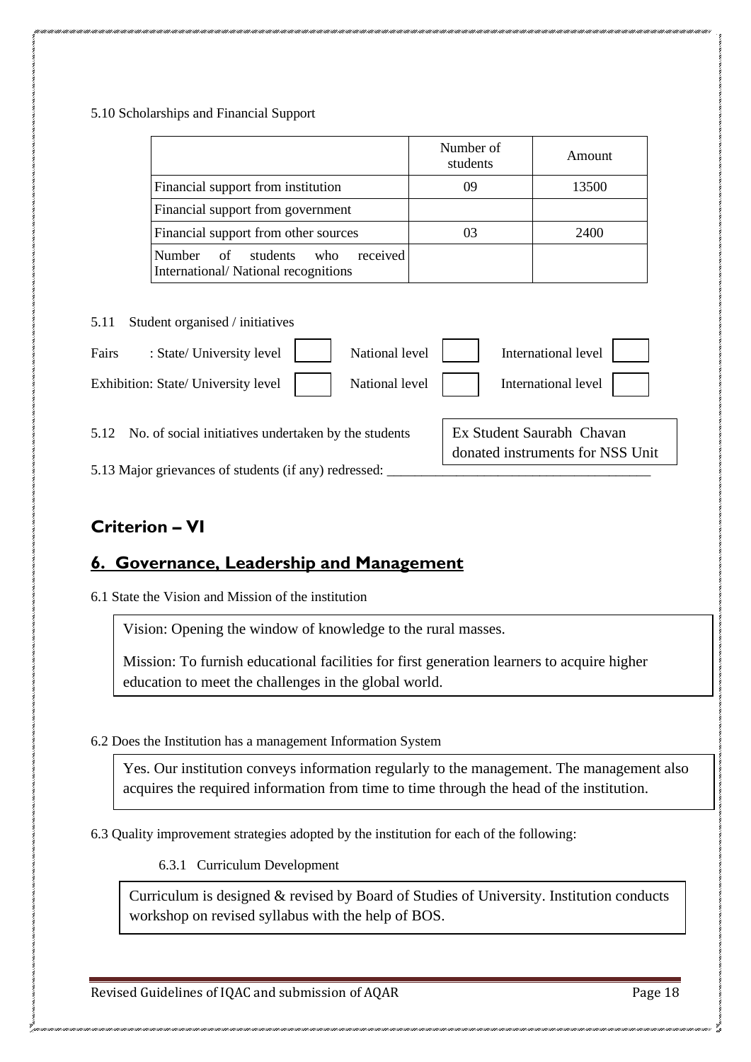5.10 Scholarships and Financial Support

| | Number of students | Amount |
|---|---|---|
| Financial support from institution | 09 | 13500 |
| Financial support from government | | |
| Financial support from other sources | 03 | 2400 |
| Number of students who received International/ National recognitions | | |

5.11 Student organised / initiatives

Fairs : State/ University level [ ] National level [ ] International level [ ]

Exhibition: State/ University level [ ] National level [ ] International level [ ]

5.12 No. of social initiatives undertaken by the students: Ex Student Saurabh Chavan donated instruments for NSS Unit

5.13 Major grievances of students (if any) redressed: ___________________________________

## Criterion – VI

## 6. Governance, Leadership and Management

6.1 State the Vision and Mission of the institution

Vision: Opening the window of knowledge to the rural masses.

Mission: To furnish educational facilities for first generation learners to acquire higher education to meet the challenges in the global world.

6.2 Does the Institution has a management Information System

Yes. Our institution conveys information regularly to the management. The management also acquires the required information from time to time through the head of the institution.

6.3 Quality improvement strategies adopted by the institution for each of the following:

6.3.1 Curriculum Development

Curriculum is designed & revised by Board of Studies of University. Institution conducts workshop on revised syllabus with the help of BOS.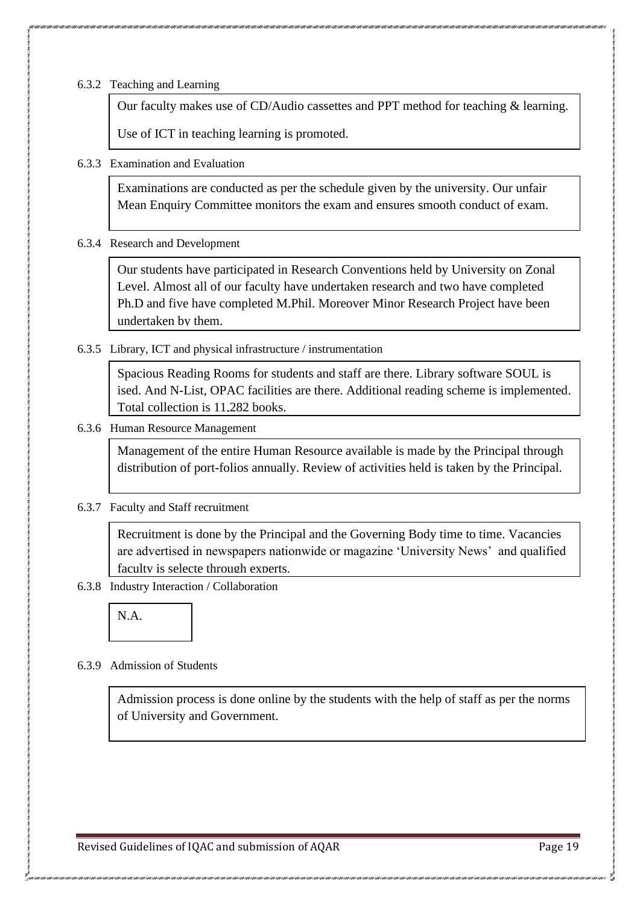6.3.2 Teaching and Learning

> Our faculty makes use of CD/Audio cassettes and PPT method for teaching & learning.
>
> Use of ICT in teaching learning is promoted.

6.3.3 Examination and Evaluation

> Examinations are conducted as per the schedule given by the university. Our unfair Mean Enquiry Committee monitors the exam and ensures smooth conduct of exam.

6.3.4 Research and Development

> Our students have participated in Research Conventions held by University on Zonal Level. Almost all of our faculty have undertaken research and two have completed Ph.D and five have completed M.Phil. Moreover Minor Research Project have been undertaken by them.

6.3.5 Library, ICT and physical infrastructure / instrumentation

> Spacious Reading Rooms for students and staff are there. Library software SOUL is ised. And N-List, OPAC facilities are there. Additional reading scheme is implemented. Total collection is 11,282 books.

6.3.6 Human Resource Management

> Management of the entire Human Resource available is made by the Principal through distribution of port-folios annually. Review of activities held is taken by the Principal.

6.3.7 Faculty and Staff recruitment

> Recruitment is done by the Principal and the Governing Body time to time. Vacancies are advertised in newspapers nationwide or magazine 'University News' and qualified faculty is selecte through experts.

6.3.8 Industry Interaction / Collaboration

> N.A.

6.3.9 Admission of Students

> Admission process is done online by the students with the help of staff as per the norms of University and Government.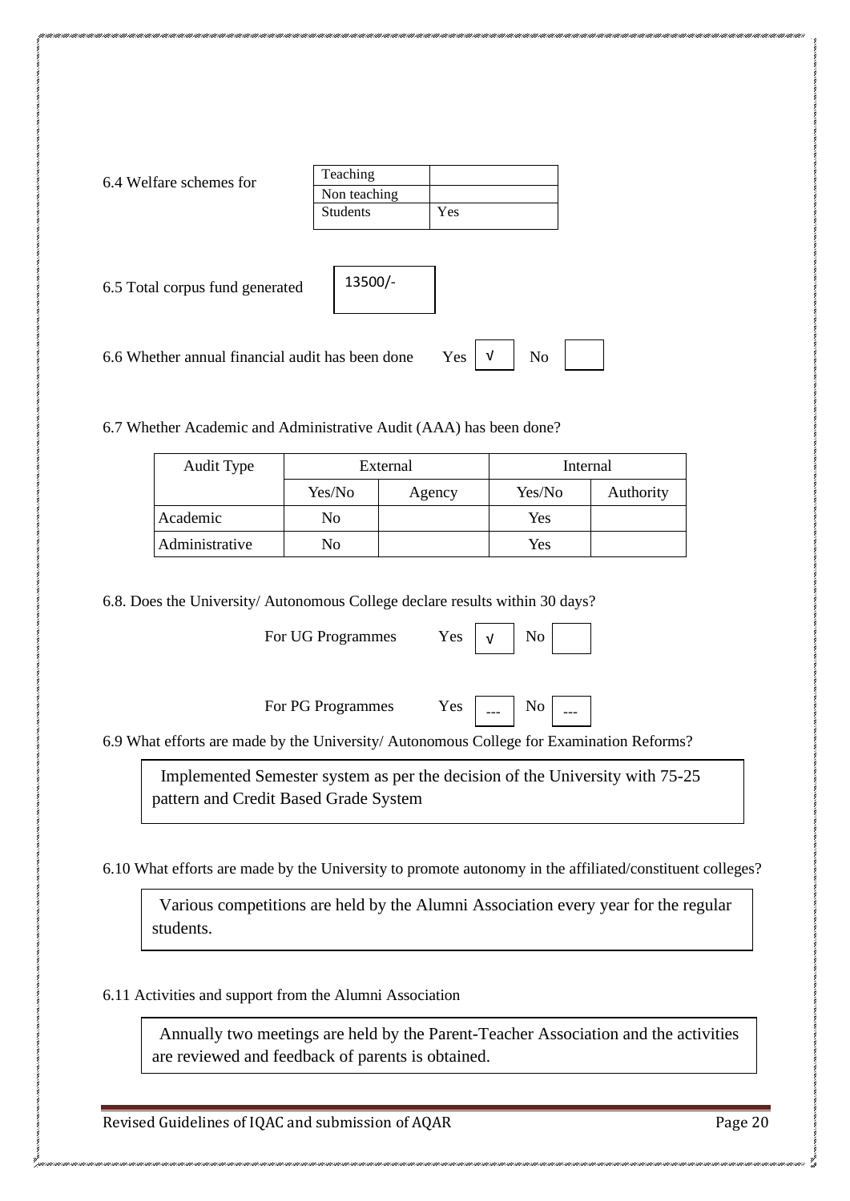6.4 Welfare schemes for

| Teaching | |
|---|---|
| Non teaching | |
| Students | Yes |

6.5 Total corpus fund generated: 13500/-

6.6 Whether annual financial audit has been done Yes √ No

6.7 Whether Academic and Administrative Audit (AAA) has been done?

| Audit Type | External | | Internal | |
|---|---|---|---|---|
| | Yes/No | Agency | Yes/No | Authority |
| Academic | No | | Yes | |
| Administrative | No | | Yes | |

6.8. Does the University/ Autonomous College declare results within 30 days?

For UG Programmes Yes √ No

For PG Programmes Yes --- No ---

6.9 What efforts are made by the University/ Autonomous College for Examination Reforms?

Implemented Semester system as per the decision of the University with 75-25 pattern and Credit Based Grade System

6.10 What efforts are made by the University to promote autonomy in the affiliated/constituent colleges?

Various competitions are held by the Alumni Association every year for the regular students.

6.11 Activities and support from the Alumni Association

Annually two meetings are held by the Parent-Teacher Association and the activities are reviewed and feedback of parents is obtained.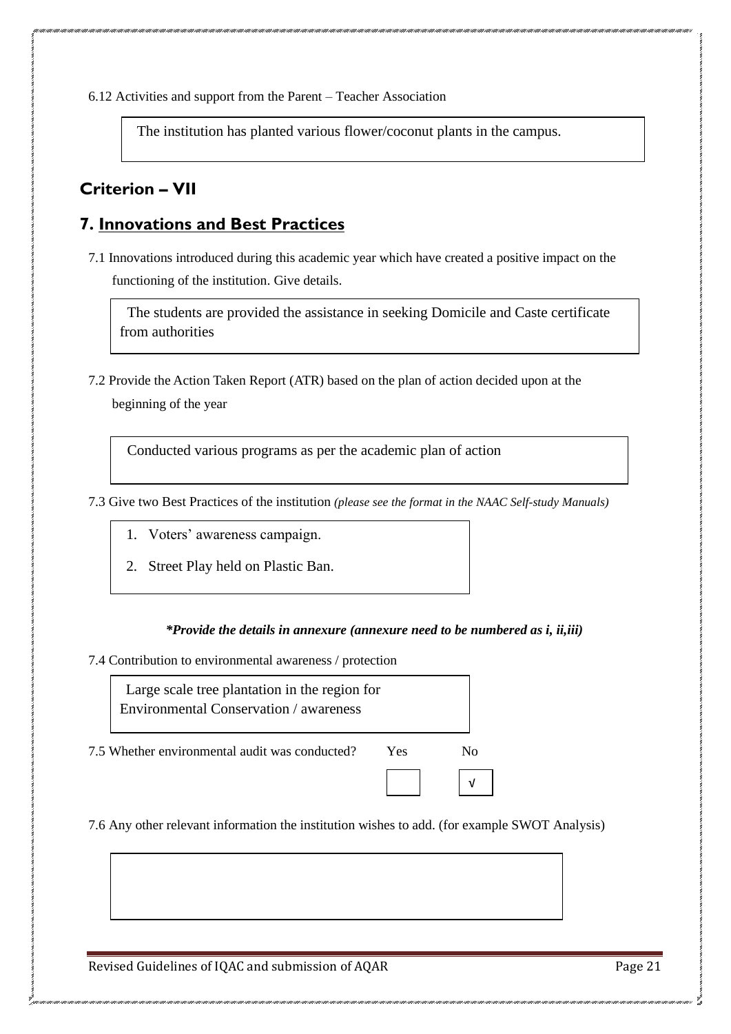6.12 Activities and support from the Parent – Teacher Association

The institution has planted various flower/coconut plants in the campus.

## Criterion – VII

## 7. Innovations and Best Practices

7.1 Innovations introduced during this academic year which have created a positive impact on the functioning of the institution. Give details.

The students are provided the assistance in seeking Domicile and Caste certificate from authorities

7.2 Provide the Action Taken Report (ATR) based on the plan of action decided upon at the beginning of the year

Conducted various programs as per the academic plan of action

7.3 Give two Best Practices of the institution *(please see the format in the NAAC Self-study Manuals)*

1. Voters' awareness campaign.
2. Street Play held on Plastic Ban.

***Provide the details in annexure (annexure need to be numbered as i, ii,iii)***

7.4 Contribution to environmental awareness / protection

Large scale tree plantation in the region for Environmental Conservation / awareness

7.5 Whether environmental audit was conducted?

| Yes | No |
|---|---|
| | √ |

7.6 Any other relevant information the institution wishes to add. (for example SWOT Analysis)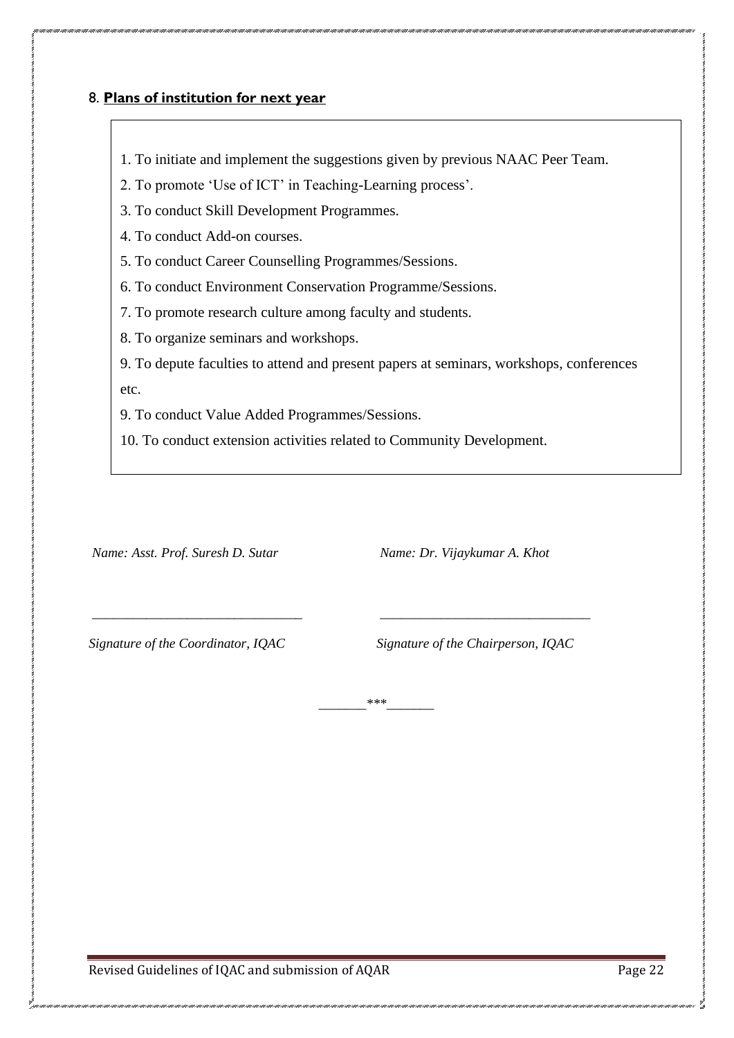## 8. **Plans of institution for next year**

1. To initiate and implement the suggestions given by previous NAAC Peer Team.

2. To promote 'Use of ICT' in Teaching-Learning process'.

3. To conduct Skill Development Programmes.

4. To conduct Add-on courses.

5. To conduct Career Counselling Programmes/Sessions.

6. To conduct Environment Conservation Programme/Sessions.

7. To promote research culture among faculty and students.

8. To organize seminars and workshops.

9. To depute faculties to attend and present papers at seminars, workshops, conferences etc.

9. To conduct Value Added Programmes/Sessions.

10. To conduct extension activities related to Community Development.

| *Name: Asst. Prof. Suresh D. Sutar* | *Name: Dr. Vijaykumar A. Khot* |
|---|---|
| ______________________________ | ______________________________ |
| *Signature of the Coordinator, IQAC* | *Signature of the Chairperson, IQAC* |

______***______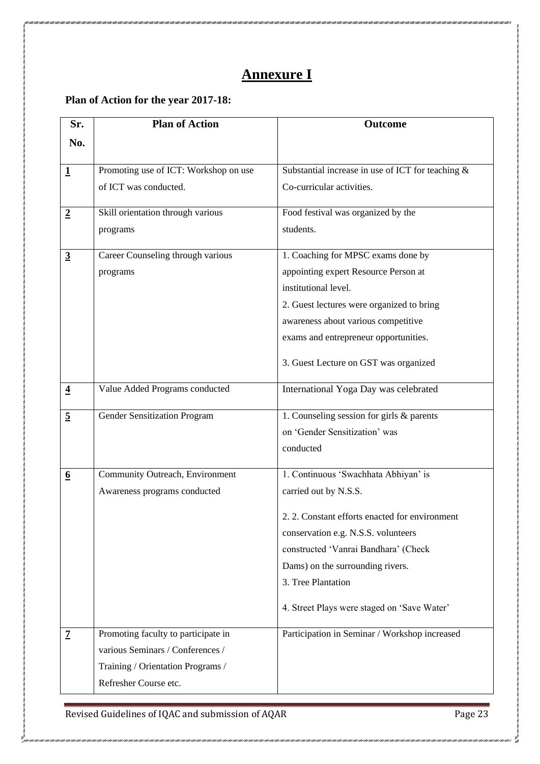# Annexure I

**Plan of Action for the year 2017-18:**

| Sr. No. | Plan of Action | Outcome |
|---|---|---|
| **1** | Promoting use of ICT: Workshop on use of ICT was conducted. | Substantial increase in use of ICT for teaching & Co-curricular activities. |
| **2** | Skill orientation through various programs | Food festival was organized by the students. |
| **3** | Career Counseling through various programs | 1. Coaching for MPSC exams done by appointing expert Resource Person at institutional level.<br>2. Guest lectures were organized to bring awareness about various competitive exams and entrepreneur opportunities.<br>3. Guest Lecture on GST was organized |
| **4** | Value Added Programs conducted | International Yoga Day was celebrated |
| **5** | Gender Sensitization Program | 1. Counseling session for girls & parents on 'Gender Sensitization' was conducted |
| **6** | Community Outreach, Environment Awareness programs conducted | 1. Continuous 'Swachhata Abhiyan' is carried out by N.S.S.<br>2. 2. Constant efforts enacted for environment conservation e.g. N.S.S. volunteers constructed 'Vanrai Bandhara' (Check Dams) on the surrounding rivers.<br>3. Tree Plantation<br>4. Street Plays were staged on 'Save Water' |
| **7** | Promoting faculty to participate in various Seminars / Conferences / Training / Orientation Programs / Refresher Course etc. | Participation in Seminar / Workshop increased |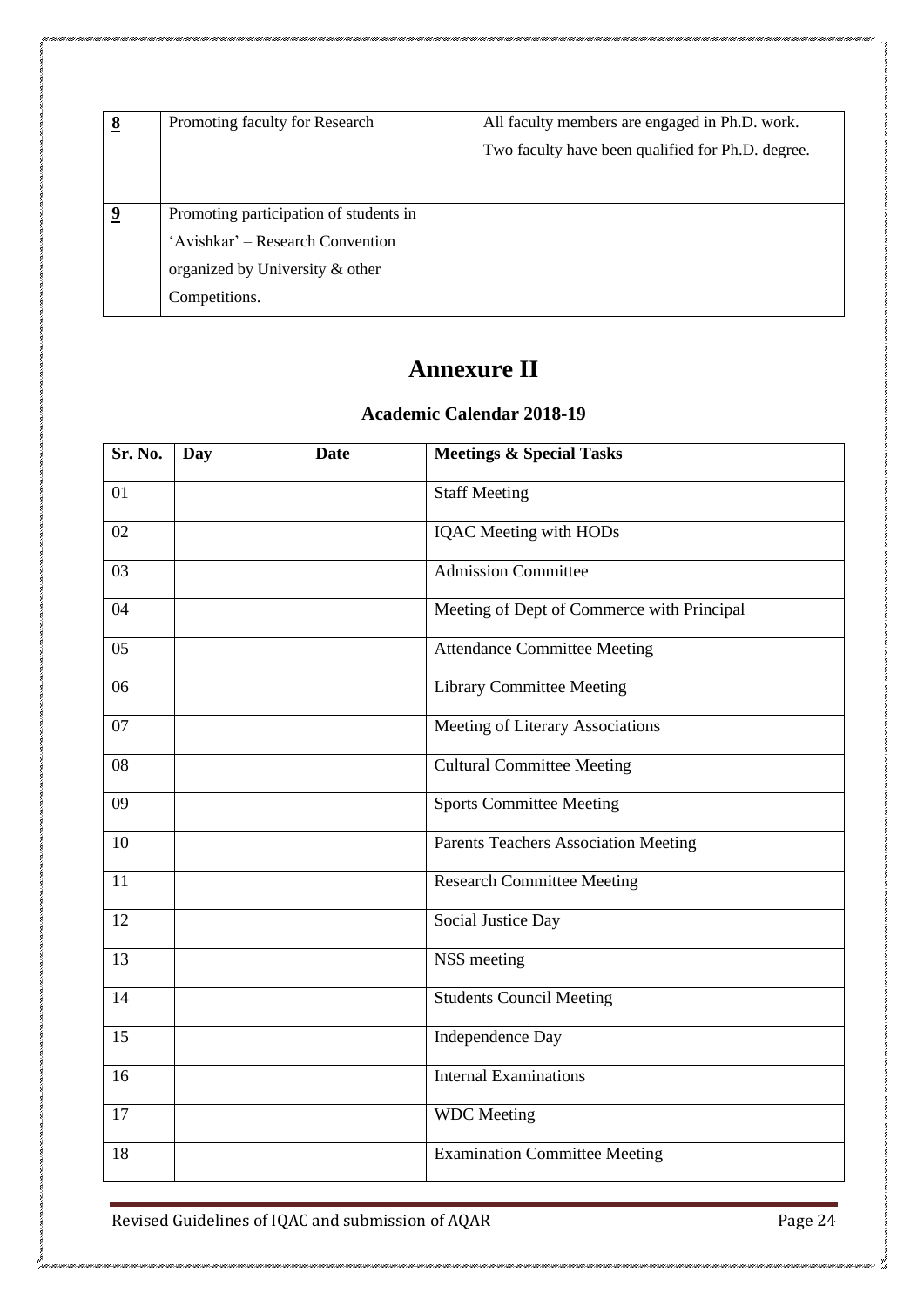| **8** | Promoting faculty for Research | All faculty members are engaged in Ph.D. work.<br>Two faculty have been qualified for Ph.D. degree. |
|---|---|---|
| **9** | Promoting participation of students in 'Avishkar' – Research Convention organized by University & other Competitions. | |

# Annexure II

### Academic Calendar 2018-19

| Sr. No. | Day | Date | Meetings & Special Tasks |
|---|---|---|---|
| 01 | | | Staff Meeting |
| 02 | | | IQAC Meeting with HODs |
| 03 | | | Admission Committee |
| 04 | | | Meeting of Dept of Commerce with Principal |
| 05 | | | Attendance Committee Meeting |
| 06 | | | Library Committee Meeting |
| 07 | | | Meeting of Literary Associations |
| 08 | | | Cultural Committee Meeting |
| 09 | | | Sports Committee Meeting |
| 10 | | | Parents Teachers Association Meeting |
| 11 | | | Research Committee Meeting |
| 12 | | | Social Justice Day |
| 13 | | | NSS meeting |
| 14 | | | Students Council Meeting |
| 15 | | | Independence Day |
| 16 | | | Internal Examinations |
| 17 | | | WDC Meeting |
| 18 | | | Examination Committee Meeting |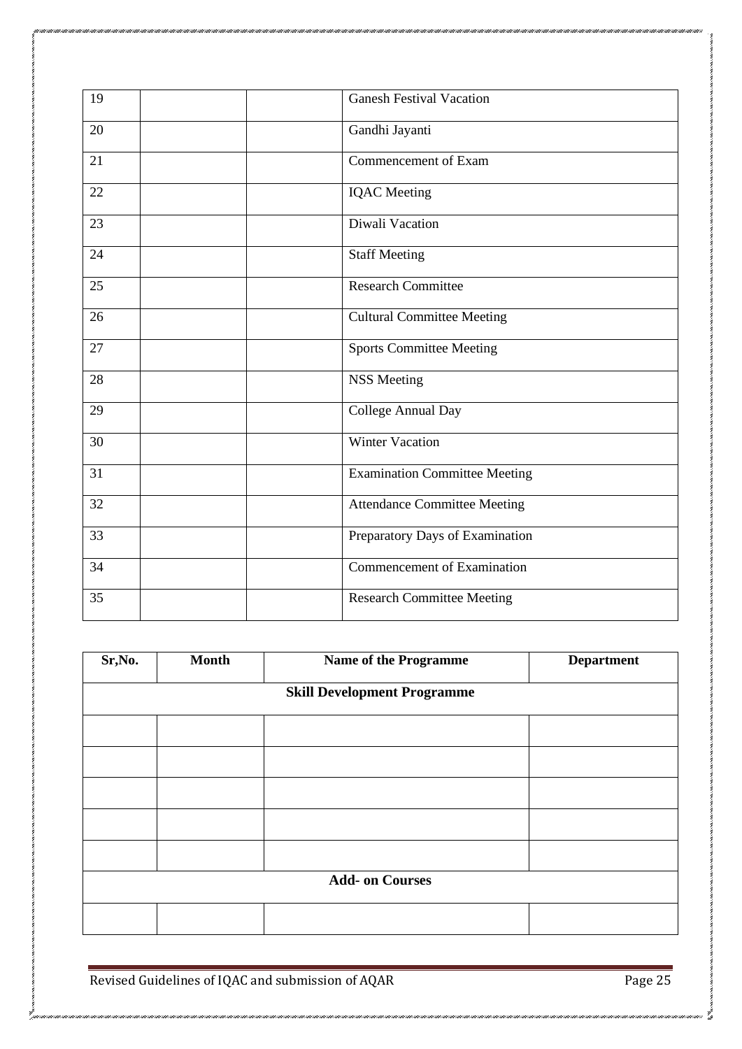| | | | |
|---|---|---|---|
| 19 | | | Ganesh Festival Vacation |
| 20 | | | Gandhi Jayanti |
| 21 | | | Commencement of Exam |
| 22 | | | IQAC Meeting |
| 23 | | | Diwali Vacation |
| 24 | | | Staff Meeting |
| 25 | | | Research Committee |
| 26 | | | Cultural Committee Meeting |
| 27 | | | Sports Committee Meeting |
| 28 | | | NSS Meeting |
| 29 | | | College Annual Day |
| 30 | | | Winter Vacation |
| 31 | | | Examination Committee Meeting |
| 32 | | | Attendance Committee Meeting |
| 33 | | | Preparatory Days of Examination |
| 34 | | | Commencement of Examination |
| 35 | | | Research Committee Meeting |

| Sr,No. | Month | Name of the Programme | Department |
|---|---|---|---|
| **Skill Development Programme** | | | |
| | | | |
| | | | |
| | | | |
| | | | |
| | | | |
| **Add- on Courses** | | | |
| | | | |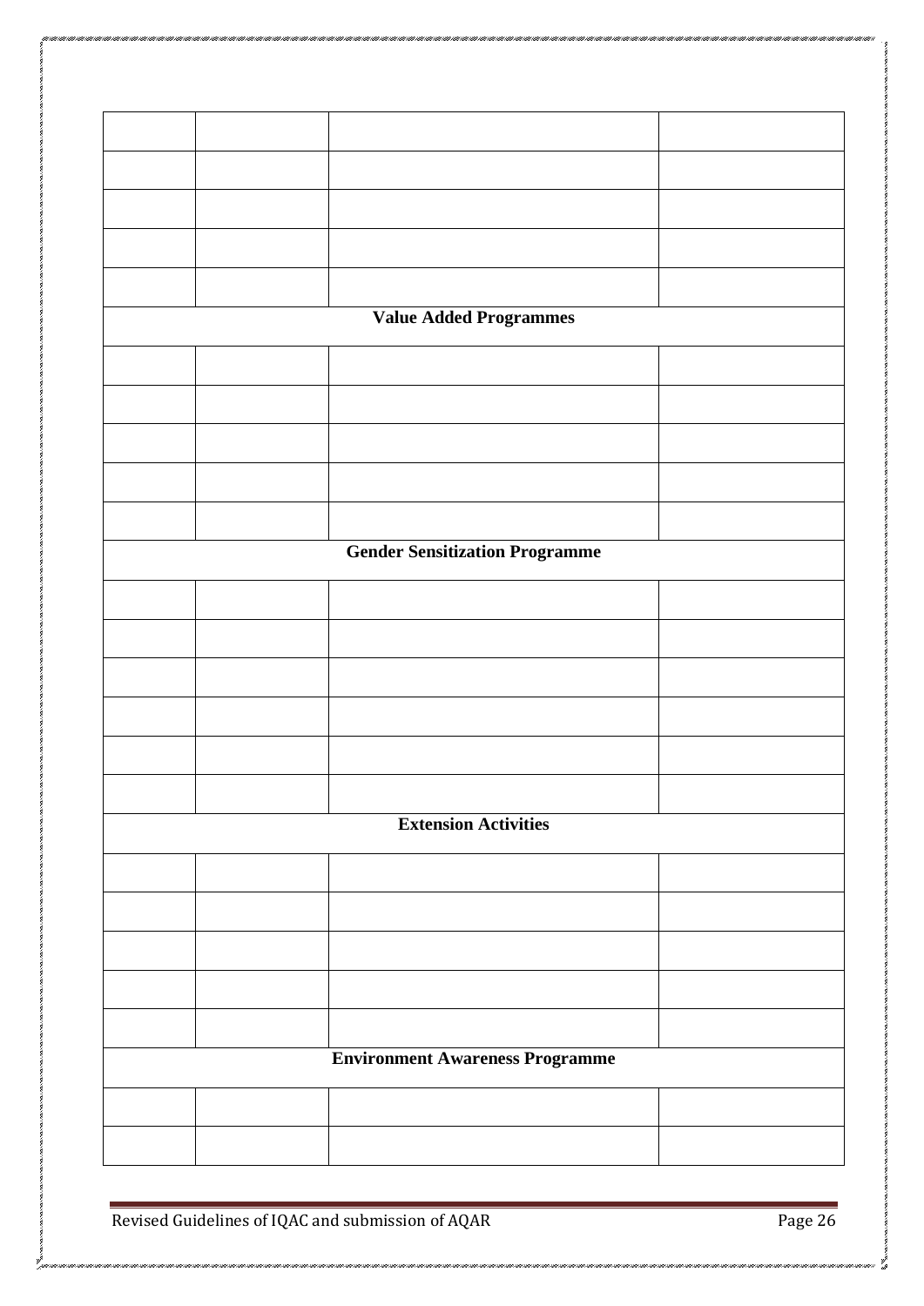| | | | |
|---|---|---|---|
| | | | |
| | | | |
| | | | |
| | | | |
| | | | |
| **Value Added Programmes** | | | |
| | | | |
| | | | |
| | | | |
| | | | |
| | | | |
| **Gender Sensitization Programme** | | | |
| | | | |
| | | | |
| | | | |
| | | | |
| | | | |
| | | | |
| **Extension Activities** | | | |
| | | | |
| | | | |
| | | | |
| | | | |
| | | | |
| **Environment Awareness Programme** | | | |
| | | | |
| | | | |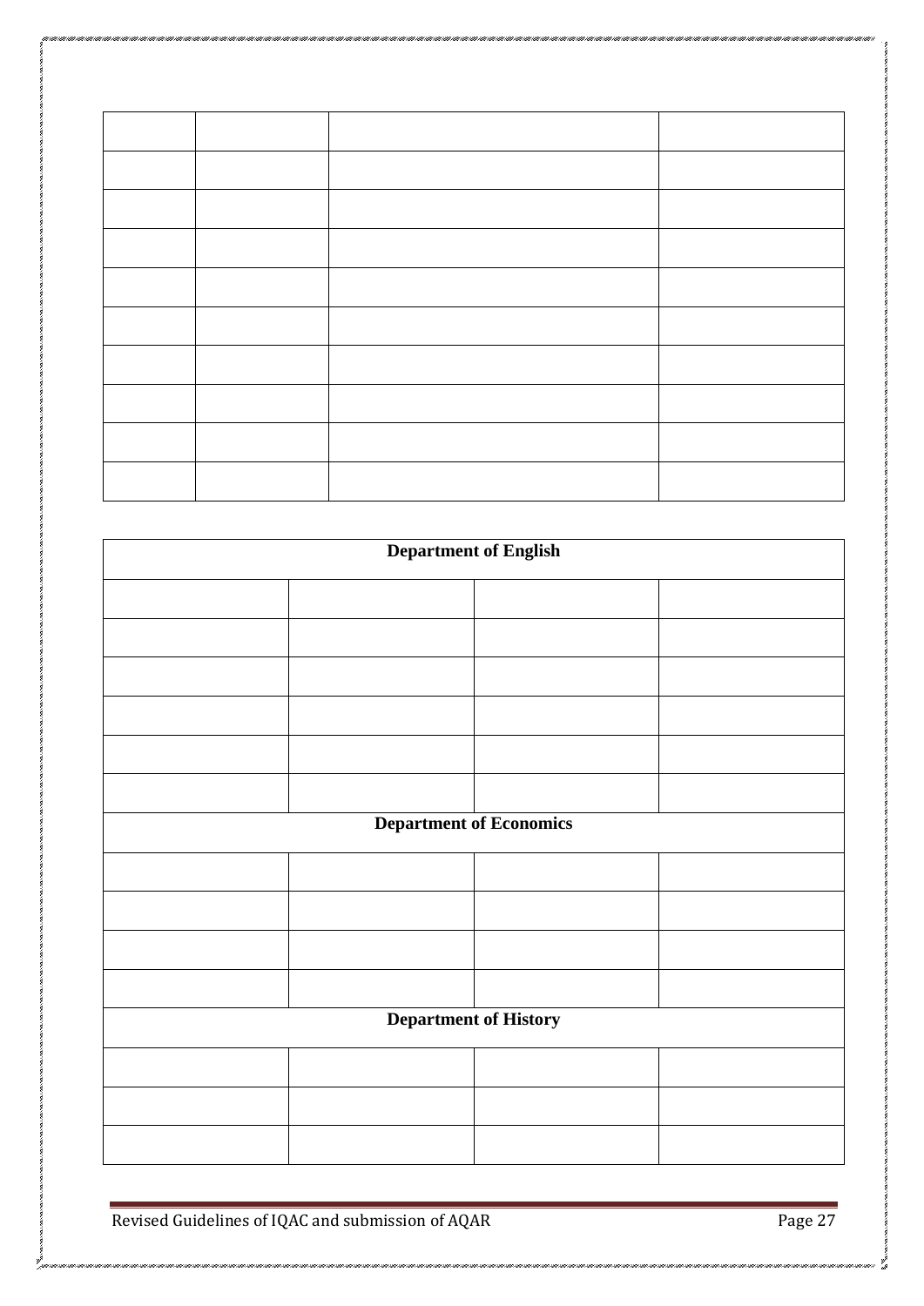| | | | |
|---|---|---|---|
| | | | |
| | | | |
| | | | |
| | | | |
| | | | |
| | | | |
| | | | |
| | | | |
| | | | |

| **Department of English** | | | |
|---|---|---|---|
| | | | |
| | | | |
| | | | |
| | | | |
| | | | |
| | | | |
| **Department of Economics** | | | |
| | | | |
| | | | |
| | | | |
| | | | |
| **Department of History** | | | |
| | | | |
| | | | |
| | | | |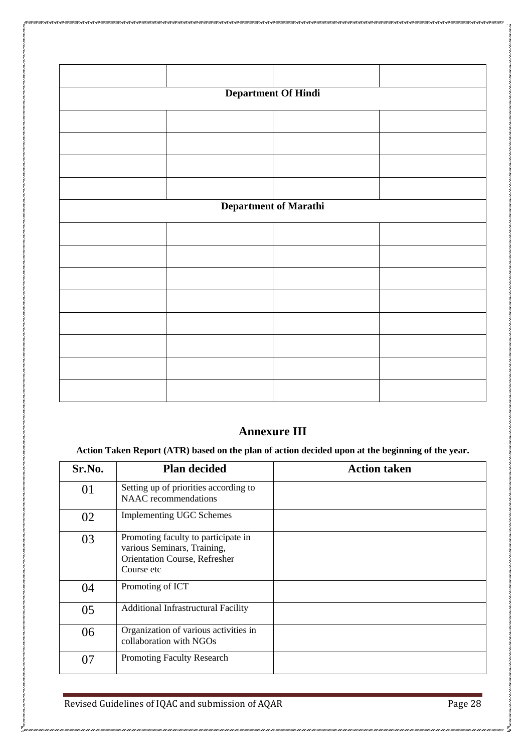| | | | |
|---|---|---|---|
| | | | |
| **Department Of Hindi** | | | |
| | | | |
| | | | |
| | | | |
| | | | |
| **Department of Marathi** | | | |
| | | | |
| | | | |
| | | | |
| | | | |
| | | | |
| | | | |
| | | | |
| | | | |

## Annexure III

**Action Taken Report (ATR) based on the plan of action decided upon at the beginning of the year.**

| Sr.No. | Plan decided | Action taken |
|---|---|---|
| 01 | Setting up of priorities according to NAAC recommendations | |
| 02 | Implementing UGC Schemes | |
| 03 | Promoting faculty to participate in various Seminars, Training, Orientation Course, Refresher Course etc | |
| 04 | Promoting of ICT | |
| 05 | Additional Infrastructural Facility | |
| 06 | Organization of various activities in collaboration with NGOs | |
| 07 | Promoting Faculty Research | |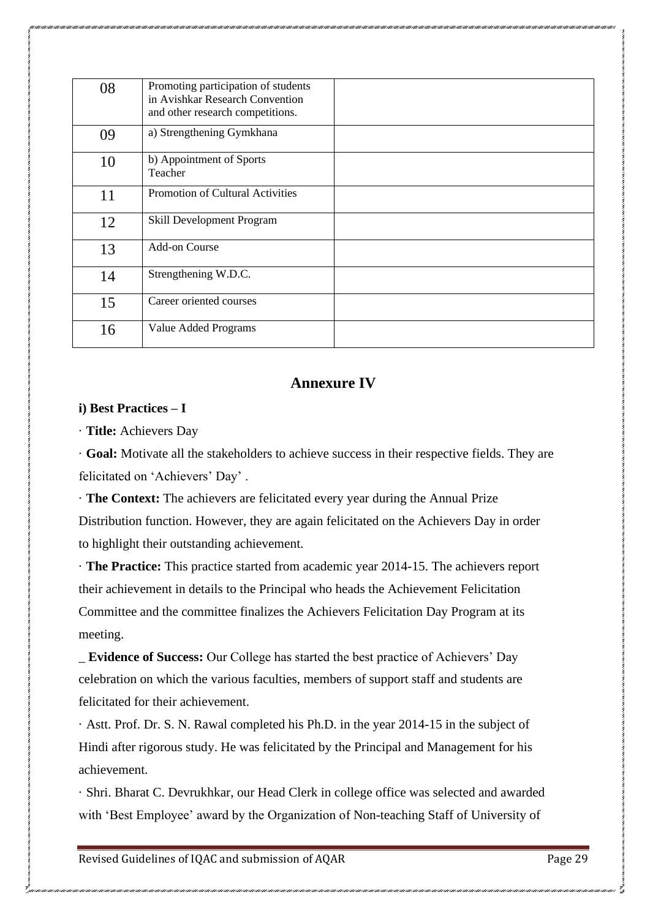| 08 | Promoting participation of students in Avishkar Research Convention and other research competitions. | |
|---|---|---|
| 09 | a) Strengthening Gymkhana | |
| 10 | b) Appointment of Sports Teacher | |
| 11 | Promotion of Cultural Activities | |
| 12 | Skill Development Program | |
| 13 | Add-on Course | |
| 14 | Strengthening W.D.C. | |
| 15 | Career oriented courses | |
| 16 | Value Added Programs | |

## Annexure IV

**i) Best Practices – I**

· **Title:** Achievers Day

· **Goal:** Motivate all the stakeholders to achieve success in their respective fields. They are felicitated on 'Achievers' Day' .

· **The Context:** The achievers are felicitated every year during the Annual Prize Distribution function. However, they are again felicitated on the Achievers Day in order to highlight their outstanding achievement.

· **The Practice:** This practice started from academic year 2014-15. The achievers report their achievement in details to the Principal who heads the Achievement Felicitation Committee and the committee finalizes the Achievers Felicitation Day Program at its meeting.

_ **Evidence of Success:** Our College has started the best practice of Achievers' Day celebration on which the various faculties, members of support staff and students are felicitated for their achievement.

· Astt. Prof. Dr. S. N. Rawal completed his Ph.D. in the year 2014-15 in the subject of Hindi after rigorous study. He was felicitated by the Principal and Management for his achievement.

· Shri. Bharat C. Devrukhkar, our Head Clerk in college office was selected and awarded with 'Best Employee' award by the Organization of Non-teaching Staff of University of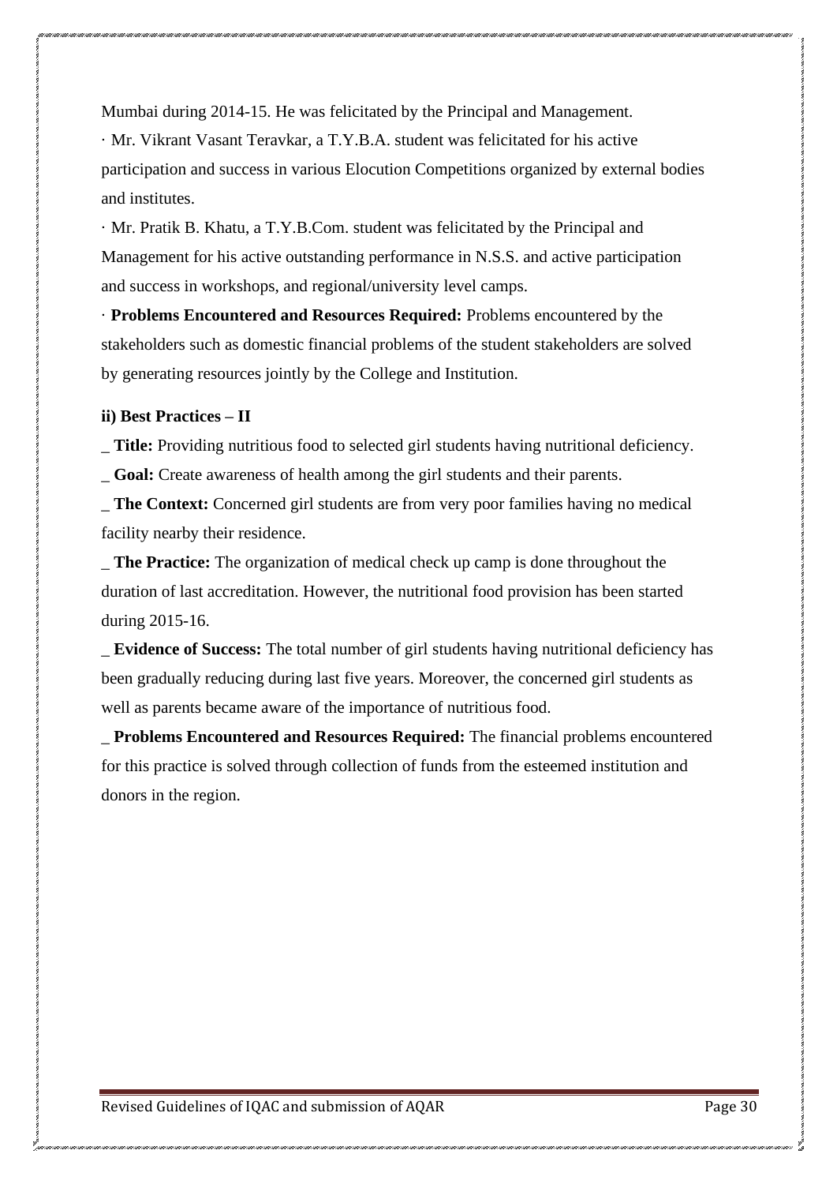Mumbai during 2014-15. He was felicitated by the Principal and Management.

· Mr. Vikrant Vasant Teravkar, a T.Y.B.A. student was felicitated for his active participation and success in various Elocution Competitions organized by external bodies and institutes.

· Mr. Pratik B. Khatu, a T.Y.B.Com. student was felicitated by the Principal and Management for his active outstanding performance in N.S.S. and active participation and success in workshops, and regional/university level camps.

· **Problems Encountered and Resources Required:** Problems encountered by the stakeholders such as domestic financial problems of the student stakeholders are solved by generating resources jointly by the College and Institution.

**ii) Best Practices – II**

_ **Title:** Providing nutritious food to selected girl students having nutritional deficiency.

_ **Goal:** Create awareness of health among the girl students and their parents.

_ **The Context:** Concerned girl students are from very poor families having no medical facility nearby their residence.

_ **The Practice:** The organization of medical check up camp is done throughout the duration of last accreditation. However, the nutritional food provision has been started during 2015-16.

_ **Evidence of Success:** The total number of girl students having nutritional deficiency has been gradually reducing during last five years. Moreover, the concerned girl students as well as parents became aware of the importance of nutritious food.

_ **Problems Encountered and Resources Required:** The financial problems encountered for this practice is solved through collection of funds from the esteemed institution and donors in the region.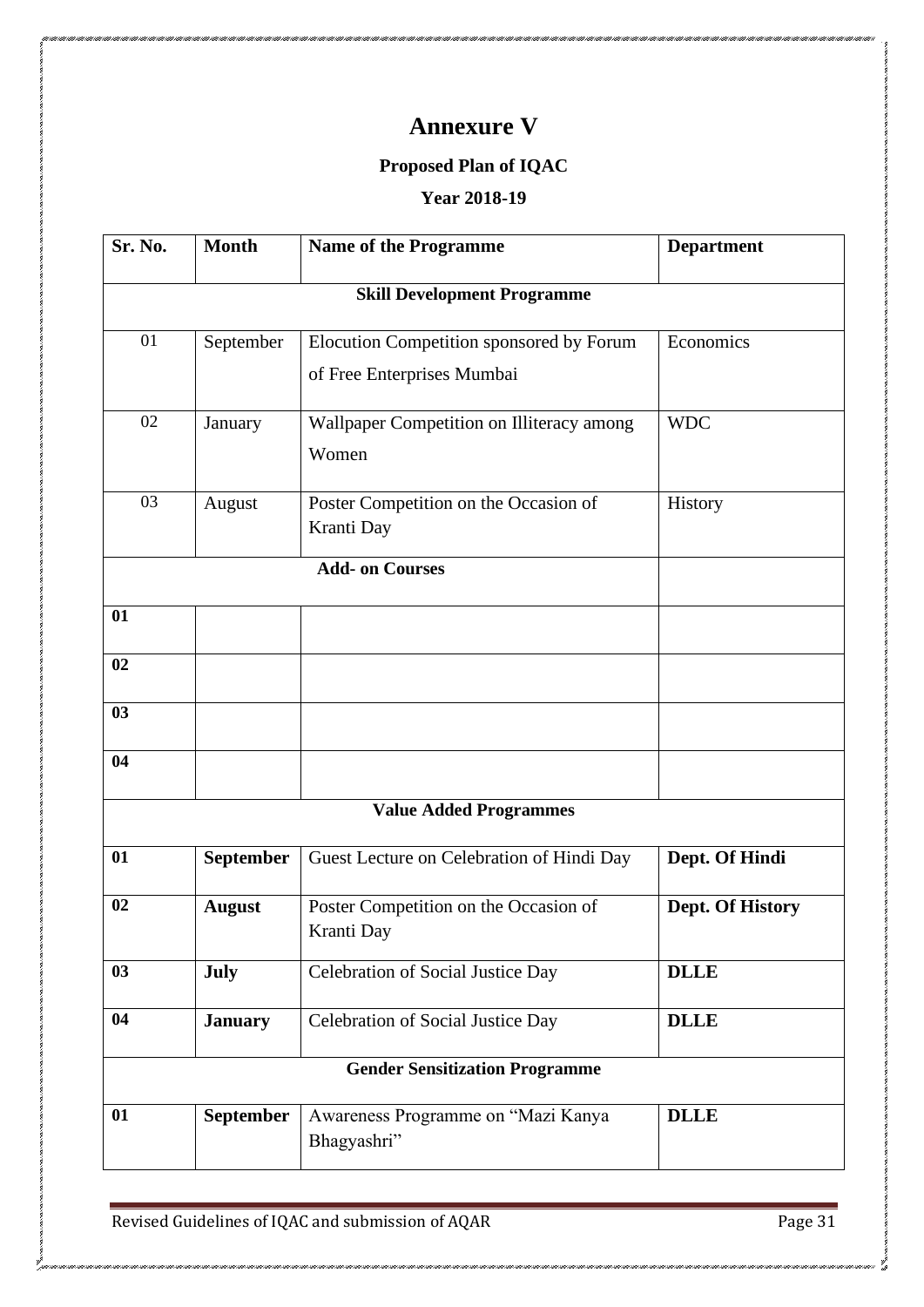# Annexure V

## Proposed Plan of IQAC

### Year 2018-19

| Sr. No. | Month | Name of the Programme | Department |
|---|---|---|---|
| **Skill Development Programme** | | | |
| 01 | September | Elocution Competition sponsored by Forum of Free Enterprises Mumbai | Economics |
| 02 | January | Wallpaper Competition on Illiteracy among Women | WDC |
| 03 | August | Poster Competition on the Occasion of Kranti Day | History |
| **Add- on Courses** | | | |
| **01** | | | |
| **02** | | | |
| **03** | | | |
| **04** | | | |
| **Value Added Programmes** | | | |
| **01** | **September** | Guest Lecture on Celebration of Hindi Day | **Dept. Of Hindi** |
| **02** | **August** | Poster Competition on the Occasion of Kranti Day | **Dept. Of History** |
| **03** | **July** | Celebration of Social Justice Day | **DLLE** |
| **04** | **January** | Celebration of Social Justice Day | **DLLE** |
| **Gender Sensitization Programme** | | | |
| **01** | **September** | Awareness Programme on "Mazi Kanya Bhagyashri" | **DLLE** |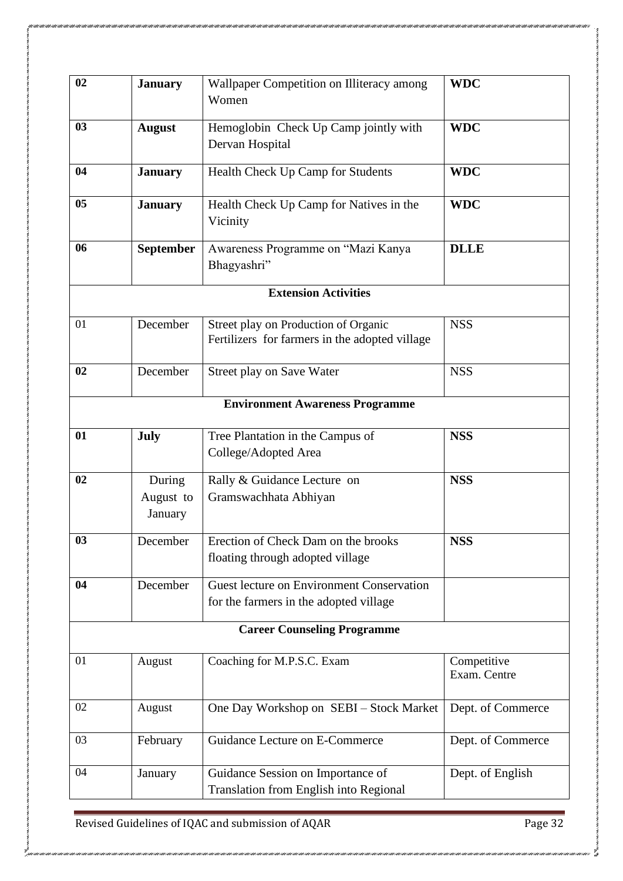| | | | |
|---|---|---|---|
| **02** | **January** | Wallpaper Competition on Illiteracy among Women | **WDC** |
| **03** | **August** | Hemoglobin Check Up Camp jointly with Dervan Hospital | **WDC** |
| **04** | **January** | Health Check Up Camp for Students | **WDC** |
| **05** | **January** | Health Check Up Camp for Natives in the Vicinity | **WDC** |
| **06** | **September** | Awareness Programme on "Mazi Kanya Bhagyashri" | **DLLE** |
| | | **Extension Activities** | |
| 01 | December | Street play on Production of Organic Fertilizers for farmers in the adopted village | NSS |
| **02** | December | Street play on Save Water | NSS |
| | | **Environment Awareness Programme** | |
| **01** | **July** | Tree Plantation in the Campus of College/Adopted Area | **NSS** |
| **02** | During August to January | Rally & Guidance Lecture on Gramswachhata Abhiyan | **NSS** |
| **03** | December | Erection of Check Dam on the brooks floating through adopted village | **NSS** |
| **04** | December | Guest lecture on Environment Conservation for the farmers in the adopted village | |
| | | **Career Counseling Programme** | |
| 01 | August | Coaching for M.P.S.C. Exam | Competitive Exam. Centre |
| 02 | August | One Day Workshop on SEBI – Stock Market | Dept. of Commerce |
| 03 | February | Guidance Lecture on E-Commerce | Dept. of Commerce |
| 04 | January | Guidance Session on Importance of Translation from English into Regional | Dept. of English |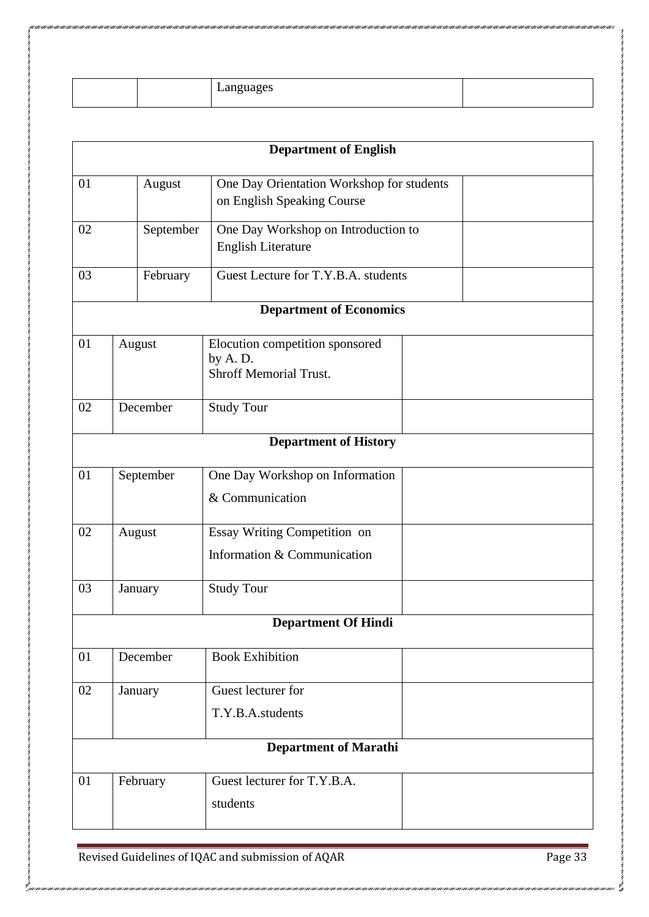| | | Languages | |
|---|---|---|---|

| | | | |
|---|---|---|---|
| **Department of English** | | | |
| 01 | August | One Day Orientation Workshop for students on English Speaking Course | |
| 02 | September | One Day Workshop on Introduction to English Literature | |
| 03 | February | Guest Lecture for T.Y.B.A. students | |
| **Department of Economics** | | | |
| 01 | August | Elocution competition sponsored by A. D. Shroff Memorial Trust. | |
| 02 | December | Study Tour | |
| **Department of History** | | | |
| 01 | September | One Day Workshop on Information & Communication | |
| 02 | August | Essay Writing Competition on Information & Communication | |
| 03 | January | Study Tour | |
| **Department Of Hindi** | | | |
| 01 | December | Book Exhibition | |
| 02 | January | Guest lecturer for T.Y.B.A.students | |
| **Department of Marathi** | | | |
| 01 | February | Guest lecturer for T.Y.B.A. students | |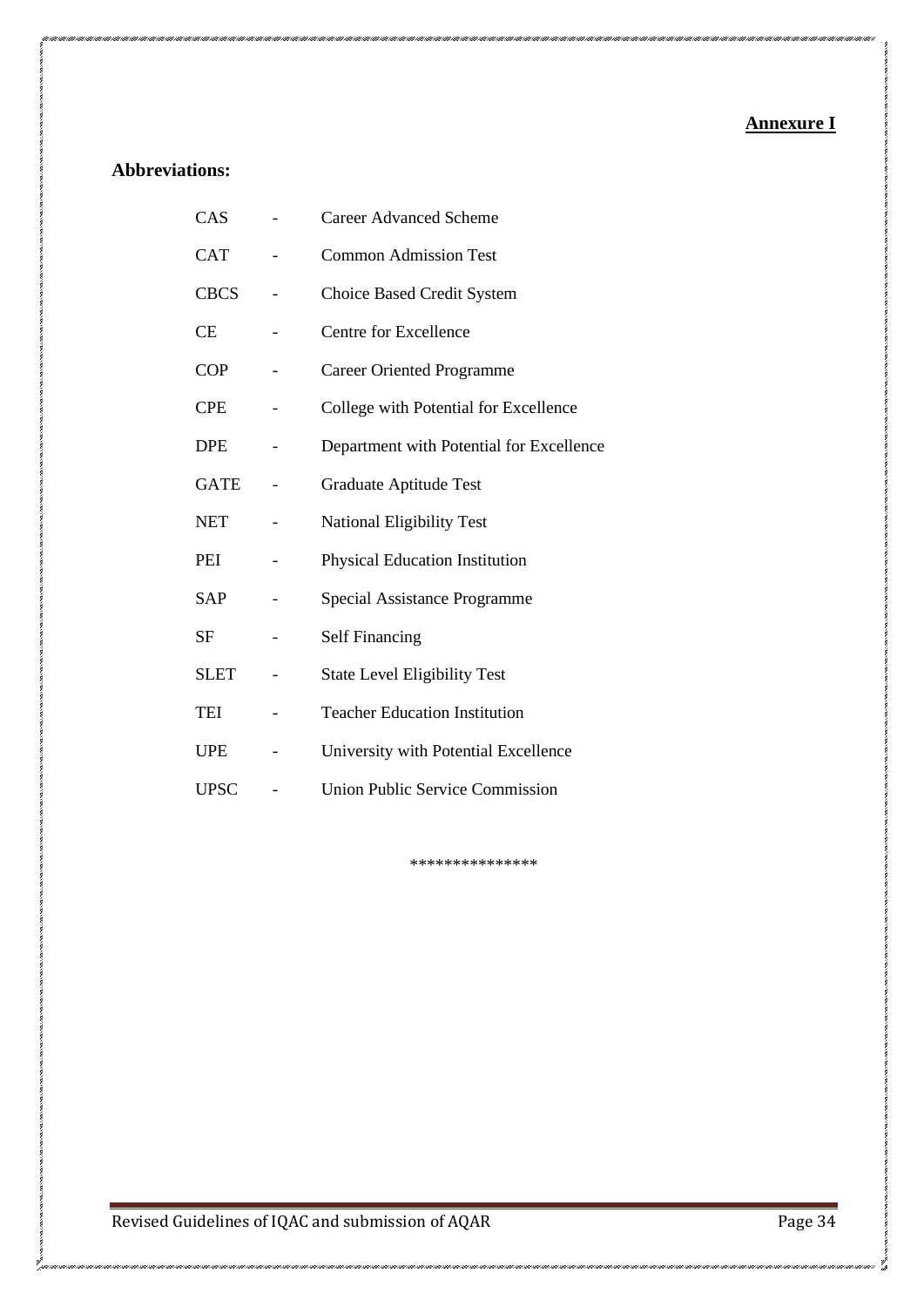**Annexure I**

**Abbreviations:**

CAS - Career Advanced Scheme

CAT - Common Admission Test

CBCS - Choice Based Credit System

CE - Centre for Excellence

COP - Career Oriented Programme

CPE - College with Potential for Excellence

DPE - Department with Potential for Excellence

GATE - Graduate Aptitude Test

NET - National Eligibility Test

PEI - Physical Education Institution

SAP - Special Assistance Programme

SF - Self Financing

SLET - State Level Eligibility Test

TEI - Teacher Education Institution

UPE - University with Potential Excellence

UPSC - Union Public Service Commission

***************